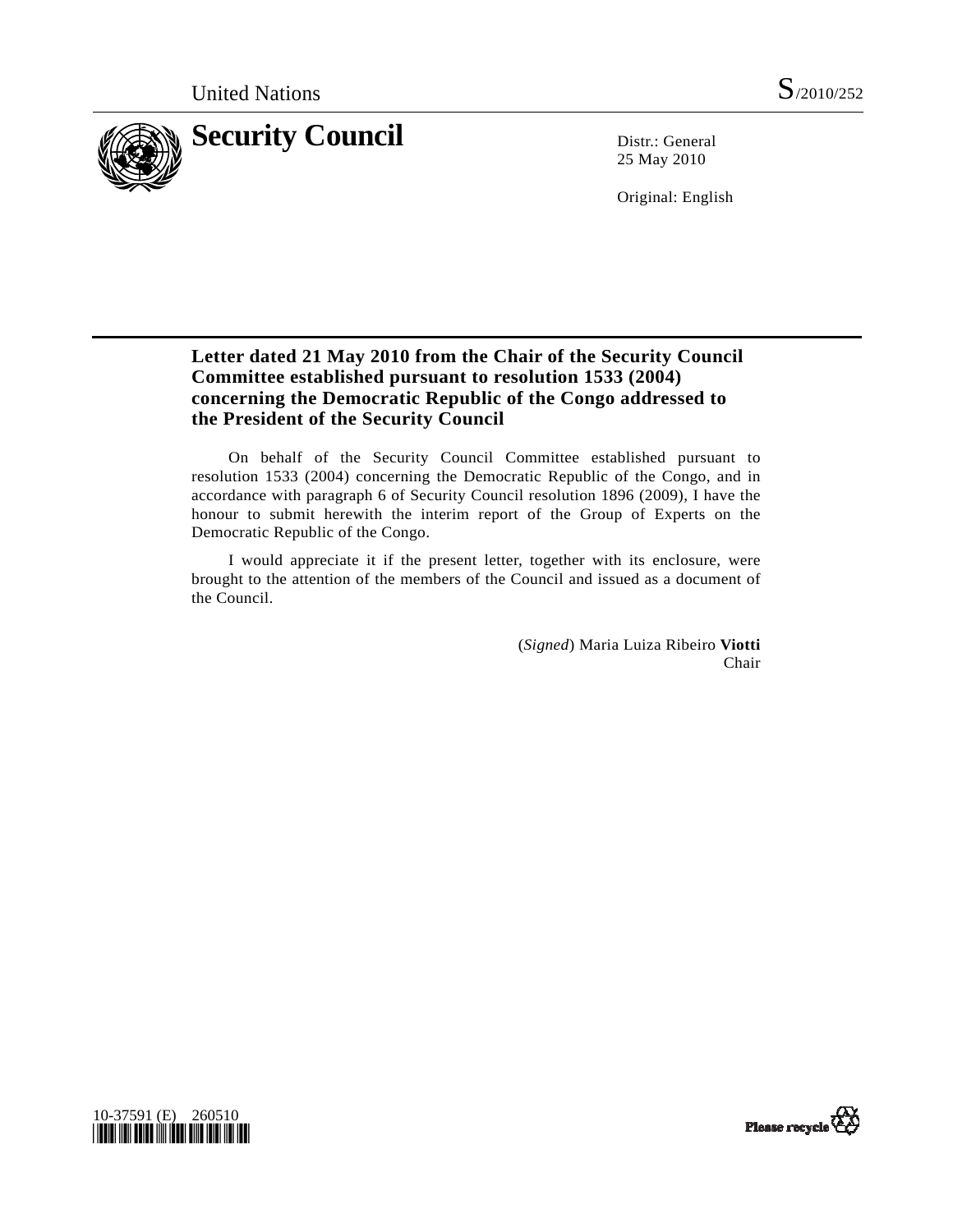United Nations S/2010/252

# Security Council

Distr.: General
25 May 2010

Original: English

## Letter dated 21 May 2010 from the Chair of the Security Council Committee established pursuant to resolution 1533 (2004) concerning the Democratic Republic of the Congo addressed to the President of the Security Council

On behalf of the Security Council Committee established pursuant to resolution 1533 (2004) concerning the Democratic Republic of the Congo, and in accordance with paragraph 6 of Security Council resolution 1896 (2009), I have the honour to submit herewith the interim report of the Group of Experts on the Democratic Republic of the Congo.

I would appreciate it if the present letter, together with its enclosure, were brought to the attention of the members of the Council and issued as a document of the Council.

(*Signed*) Maria Luiza Ribeiro **Viotti**
Chair

10-37591 (E) 260510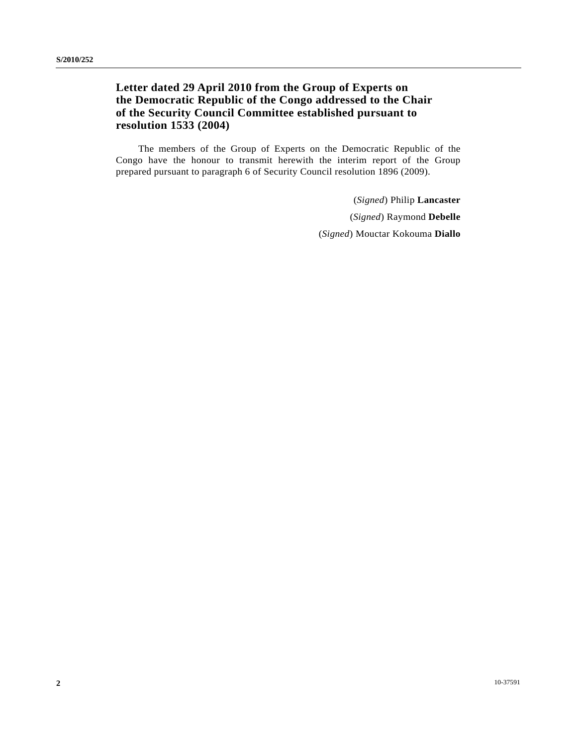# Letter dated 29 April 2010 from the Group of Experts on the Democratic Republic of the Congo addressed to the Chair of the Security Council Committee established pursuant to resolution 1533 (2004)

The members of the Group of Experts on the Democratic Republic of the Congo have the honour to transmit herewith the interim report of the Group prepared pursuant to paragraph 6 of Security Council resolution 1896 (2009).

(*Signed*) Philip **Lancaster**

(*Signed*) Raymond **Debelle**

(*Signed*) Mouctar Kokouma **Diallo**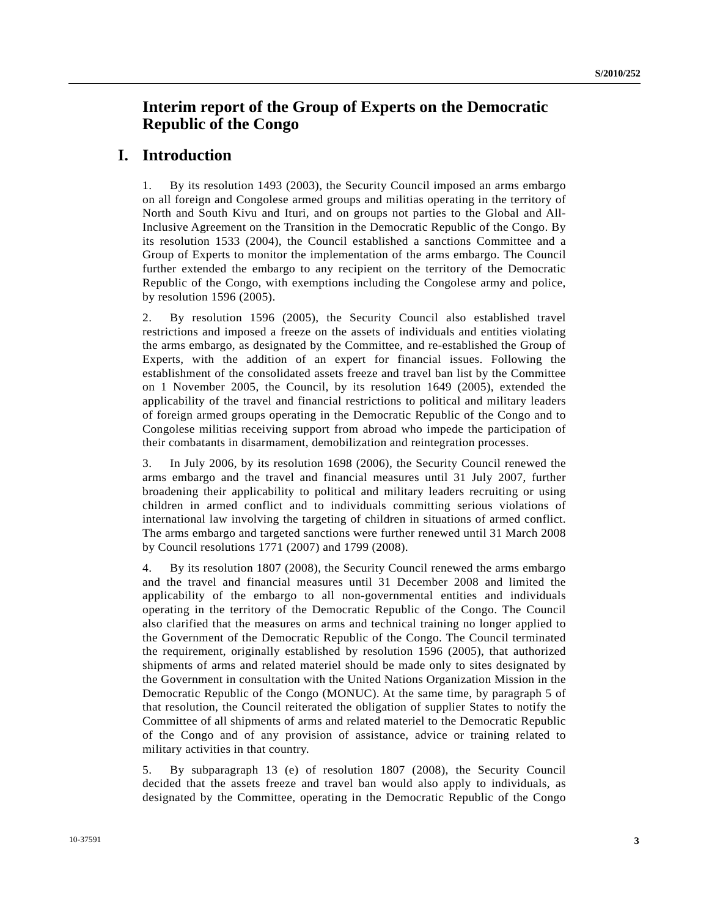# Interim report of the Group of Experts on the Democratic Republic of the Congo

## I. Introduction

1. By its resolution 1493 (2003), the Security Council imposed an arms embargo on all foreign and Congolese armed groups and militias operating in the territory of North and South Kivu and Ituri, and on groups not parties to the Global and All-Inclusive Agreement on the Transition in the Democratic Republic of the Congo. By its resolution 1533 (2004), the Council established a sanctions Committee and a Group of Experts to monitor the implementation of the arms embargo. The Council further extended the embargo to any recipient on the territory of the Democratic Republic of the Congo, with exemptions including the Congolese army and police, by resolution 1596 (2005).

2. By resolution 1596 (2005), the Security Council also established travel restrictions and imposed a freeze on the assets of individuals and entities violating the arms embargo, as designated by the Committee, and re-established the Group of Experts, with the addition of an expert for financial issues. Following the establishment of the consolidated assets freeze and travel ban list by the Committee on 1 November 2005, the Council, by its resolution 1649 (2005), extended the applicability of the travel and financial restrictions to political and military leaders of foreign armed groups operating in the Democratic Republic of the Congo and to Congolese militias receiving support from abroad who impede the participation of their combatants in disarmament, demobilization and reintegration processes.

3. In July 2006, by its resolution 1698 (2006), the Security Council renewed the arms embargo and the travel and financial measures until 31 July 2007, further broadening their applicability to political and military leaders recruiting or using children in armed conflict and to individuals committing serious violations of international law involving the targeting of children in situations of armed conflict. The arms embargo and targeted sanctions were further renewed until 31 March 2008 by Council resolutions 1771 (2007) and 1799 (2008).

4. By its resolution 1807 (2008), the Security Council renewed the arms embargo and the travel and financial measures until 31 December 2008 and limited the applicability of the embargo to all non-governmental entities and individuals operating in the territory of the Democratic Republic of the Congo. The Council also clarified that the measures on arms and technical training no longer applied to the Government of the Democratic Republic of the Congo. The Council terminated the requirement, originally established by resolution 1596 (2005), that authorized shipments of arms and related materiel should be made only to sites designated by the Government in consultation with the United Nations Organization Mission in the Democratic Republic of the Congo (MONUC). At the same time, by paragraph 5 of that resolution, the Council reiterated the obligation of supplier States to notify the Committee of all shipments of arms and related materiel to the Democratic Republic of the Congo and of any provision of assistance, advice or training related to military activities in that country.

5. By subparagraph 13 (e) of resolution 1807 (2008), the Security Council decided that the assets freeze and travel ban would also apply to individuals, as designated by the Committee, operating in the Democratic Republic of the Congo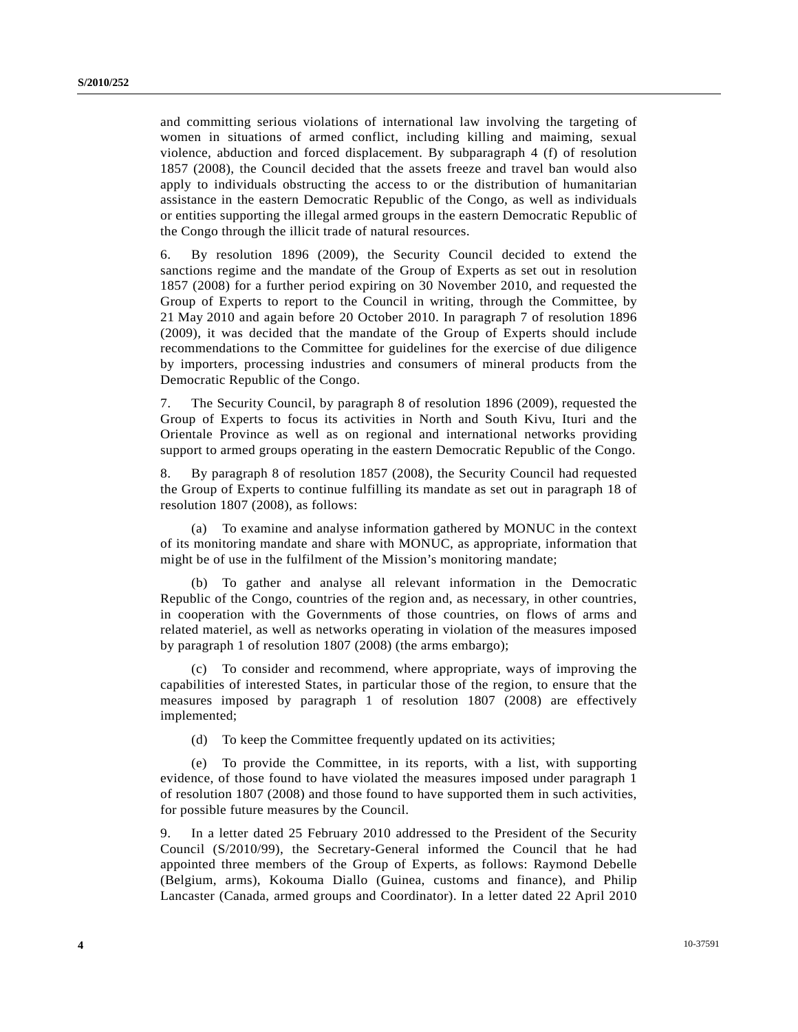and committing serious violations of international law involving the targeting of women in situations of armed conflict, including killing and maiming, sexual violence, abduction and forced displacement. By subparagraph 4 (f) of resolution 1857 (2008), the Council decided that the assets freeze and travel ban would also apply to individuals obstructing the access to or the distribution of humanitarian assistance in the eastern Democratic Republic of the Congo, as well as individuals or entities supporting the illegal armed groups in the eastern Democratic Republic of the Congo through the illicit trade of natural resources.

6. By resolution 1896 (2009), the Security Council decided to extend the sanctions regime and the mandate of the Group of Experts as set out in resolution 1857 (2008) for a further period expiring on 30 November 2010, and requested the Group of Experts to report to the Council in writing, through the Committee, by 21 May 2010 and again before 20 October 2010. In paragraph 7 of resolution 1896 (2009), it was decided that the mandate of the Group of Experts should include recommendations to the Committee for guidelines for the exercise of due diligence by importers, processing industries and consumers of mineral products from the Democratic Republic of the Congo.

7. The Security Council, by paragraph 8 of resolution 1896 (2009), requested the Group of Experts to focus its activities in North and South Kivu, Ituri and the Orientale Province as well as on regional and international networks providing support to armed groups operating in the eastern Democratic Republic of the Congo.

8. By paragraph 8 of resolution 1857 (2008), the Security Council had requested the Group of Experts to continue fulfilling its mandate as set out in paragraph 18 of resolution 1807 (2008), as follows:

(a) To examine and analyse information gathered by MONUC in the context of its monitoring mandate and share with MONUC, as appropriate, information that might be of use in the fulfilment of the Mission's monitoring mandate;

(b) To gather and analyse all relevant information in the Democratic Republic of the Congo, countries of the region and, as necessary, in other countries, in cooperation with the Governments of those countries, on flows of arms and related materiel, as well as networks operating in violation of the measures imposed by paragraph 1 of resolution 1807 (2008) (the arms embargo);

(c) To consider and recommend, where appropriate, ways of improving the capabilities of interested States, in particular those of the region, to ensure that the measures imposed by paragraph 1 of resolution 1807 (2008) are effectively implemented;

(d) To keep the Committee frequently updated on its activities;

(e) To provide the Committee, in its reports, with a list, with supporting evidence, of those found to have violated the measures imposed under paragraph 1 of resolution 1807 (2008) and those found to have supported them in such activities, for possible future measures by the Council.

9. In a letter dated 25 February 2010 addressed to the President of the Security Council (S/2010/99), the Secretary-General informed the Council that he had appointed three members of the Group of Experts, as follows: Raymond Debelle (Belgium, arms), Kokouma Diallo (Guinea, customs and finance), and Philip Lancaster (Canada, armed groups and Coordinator). In a letter dated 22 April 2010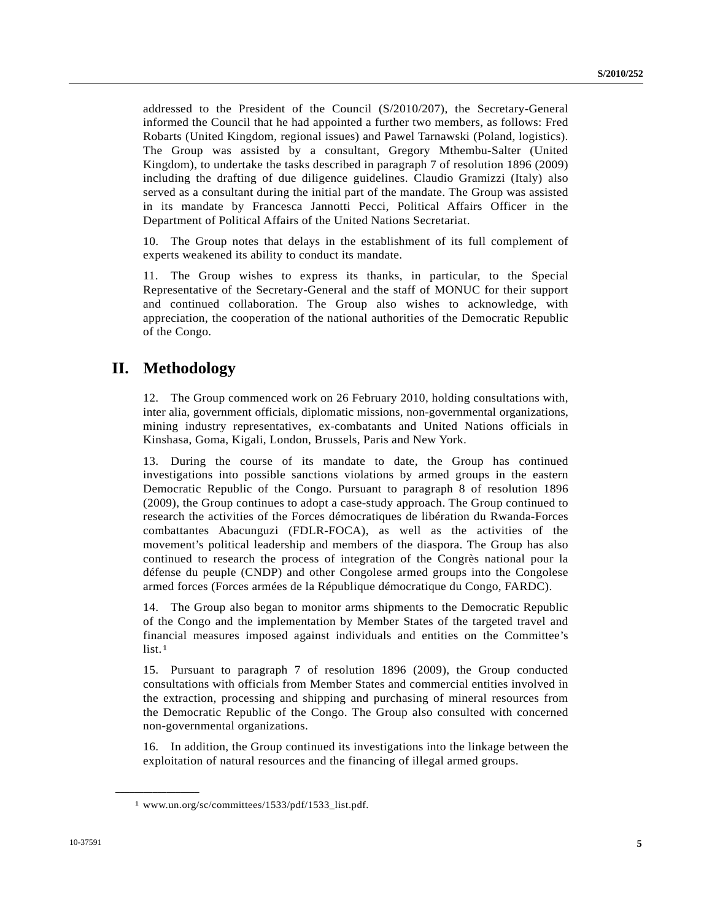addressed to the President of the Council (S/2010/207), the Secretary-General informed the Council that he had appointed a further two members, as follows: Fred Robarts (United Kingdom, regional issues) and Pawel Tarnawski (Poland, logistics). The Group was assisted by a consultant, Gregory Mthembu-Salter (United Kingdom), to undertake the tasks described in paragraph 7 of resolution 1896 (2009) including the drafting of due diligence guidelines. Claudio Gramizzi (Italy) also served as a consultant during the initial part of the mandate. The Group was assisted in its mandate by Francesca Jannotti Pecci, Political Affairs Officer in the Department of Political Affairs of the United Nations Secretariat.

10. The Group notes that delays in the establishment of its full complement of experts weakened its ability to conduct its mandate.

11. The Group wishes to express its thanks, in particular, to the Special Representative of the Secretary-General and the staff of MONUC for their support and continued collaboration. The Group also wishes to acknowledge, with appreciation, the cooperation of the national authorities of the Democratic Republic of the Congo.

# II. Methodology

12. The Group commenced work on 26 February 2010, holding consultations with, inter alia, government officials, diplomatic missions, non-governmental organizations, mining industry representatives, ex-combatants and United Nations officials in Kinshasa, Goma, Kigali, London, Brussels, Paris and New York.

13. During the course of its mandate to date, the Group has continued investigations into possible sanctions violations by armed groups in the eastern Democratic Republic of the Congo. Pursuant to paragraph 8 of resolution 1896 (2009), the Group continues to adopt a case-study approach. The Group continued to research the activities of the Forces démocratiques de libération du Rwanda-Forces combattantes Abacunguzi (FDLR-FOCA), as well as the activities of the movement's political leadership and members of the diaspora. The Group has also continued to research the process of integration of the Congrès national pour la défense du peuple (CNDP) and other Congolese armed groups into the Congolese armed forces (Forces armées de la République démocratique du Congo, FARDC).

14. The Group also began to monitor arms shipments to the Democratic Republic of the Congo and the implementation by Member States of the targeted travel and financial measures imposed against individuals and entities on the Committee's list.[1]

15. Pursuant to paragraph 7 of resolution 1896 (2009), the Group conducted consultations with officials from Member States and commercial entities involved in the extraction, processing and shipping and purchasing of mineral resources from the Democratic Republic of the Congo. The Group also consulted with concerned non-governmental organizations.

16. In addition, the Group continued its investigations into the linkage between the exploitation of natural resources and the financing of illegal armed groups.

---

[1] www.un.org/sc/committees/1533/pdf/1533_list.pdf.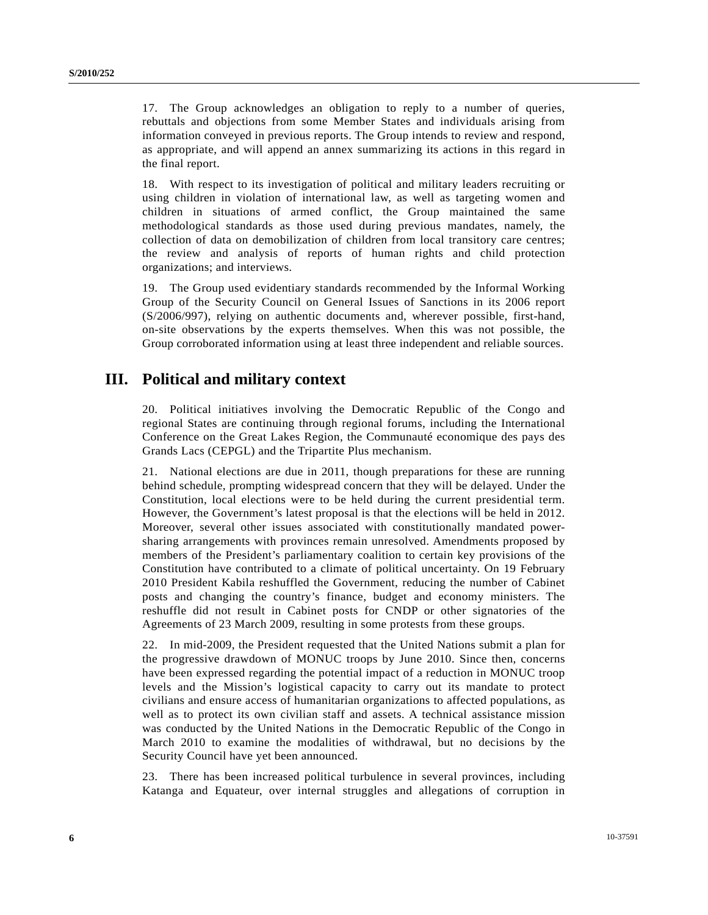17. The Group acknowledges an obligation to reply to a number of queries, rebuttals and objections from some Member States and individuals arising from information conveyed in previous reports. The Group intends to review and respond, as appropriate, and will append an annex summarizing its actions in this regard in the final report.

18. With respect to its investigation of political and military leaders recruiting or using children in violation of international law, as well as targeting women and children in situations of armed conflict, the Group maintained the same methodological standards as those used during previous mandates, namely, the collection of data on demobilization of children from local transitory care centres; the review and analysis of reports of human rights and child protection organizations; and interviews.

19. The Group used evidentiary standards recommended by the Informal Working Group of the Security Council on General Issues of Sanctions in its 2006 report (S/2006/997), relying on authentic documents and, wherever possible, first-hand, on-site observations by the experts themselves. When this was not possible, the Group corroborated information using at least three independent and reliable sources.

# III. Political and military context

20. Political initiatives involving the Democratic Republic of the Congo and regional States are continuing through regional forums, including the International Conference on the Great Lakes Region, the Communauté economique des pays des Grands Lacs (CEPGL) and the Tripartite Plus mechanism.

21. National elections are due in 2011, though preparations for these are running behind schedule, prompting widespread concern that they will be delayed. Under the Constitution, local elections were to be held during the current presidential term. However, the Government's latest proposal is that the elections will be held in 2012. Moreover, several other issues associated with constitutionally mandated power-sharing arrangements with provinces remain unresolved. Amendments proposed by members of the President's parliamentary coalition to certain key provisions of the Constitution have contributed to a climate of political uncertainty. On 19 February 2010 President Kabila reshuffled the Government, reducing the number of Cabinet posts and changing the country's finance, budget and economy ministers. The reshuffle did not result in Cabinet posts for CNDP or other signatories of the Agreements of 23 March 2009, resulting in some protests from these groups.

22. In mid-2009, the President requested that the United Nations submit a plan for the progressive drawdown of MONUC troops by June 2010. Since then, concerns have been expressed regarding the potential impact of a reduction in MONUC troop levels and the Mission's logistical capacity to carry out its mandate to protect civilians and ensure access of humanitarian organizations to affected populations, as well as to protect its own civilian staff and assets. A technical assistance mission was conducted by the United Nations in the Democratic Republic of the Congo in March 2010 to examine the modalities of withdrawal, but no decisions by the Security Council have yet been announced.

23. There has been increased political turbulence in several provinces, including Katanga and Equateur, over internal struggles and allegations of corruption in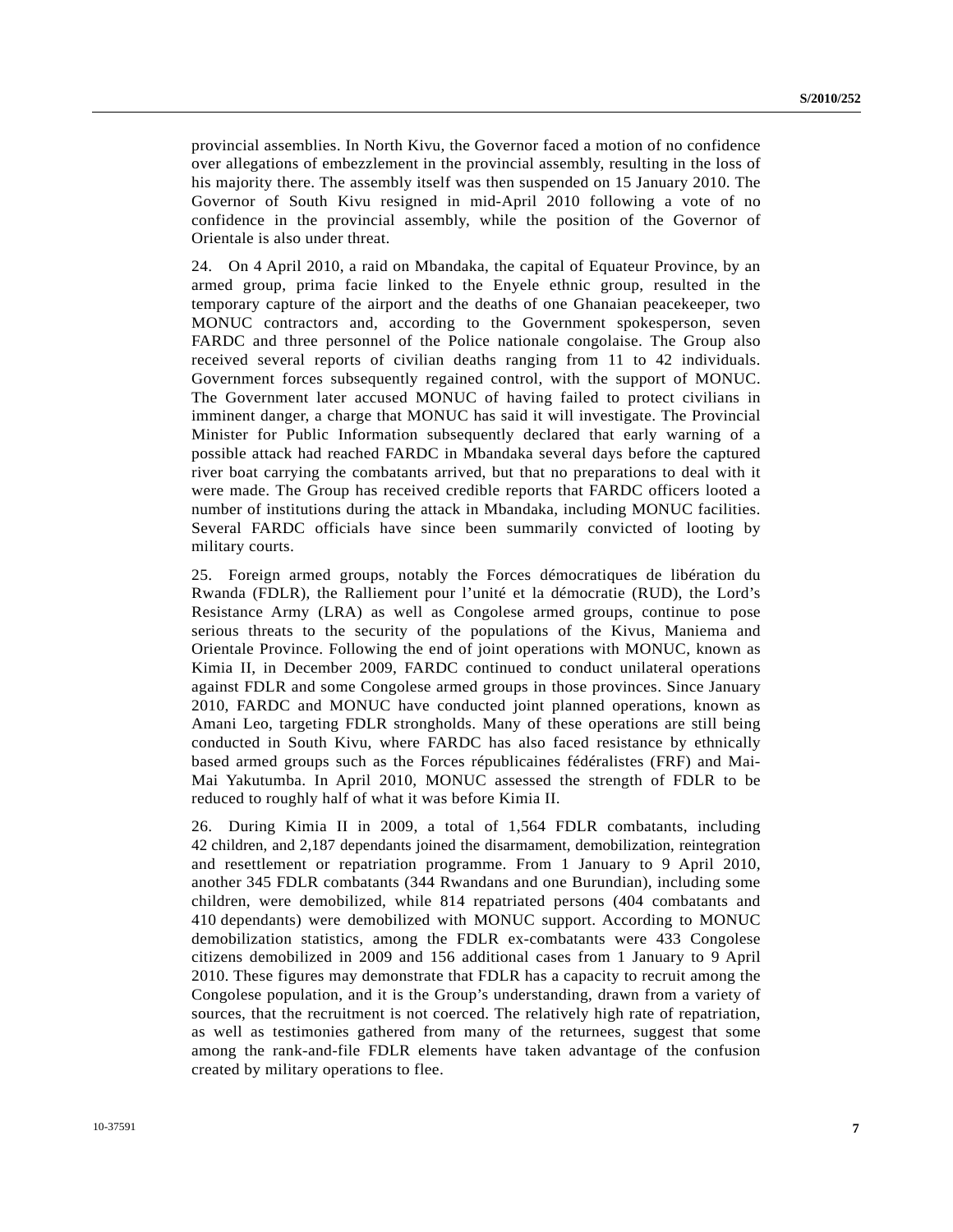provincial assemblies. In North Kivu, the Governor faced a motion of no confidence over allegations of embezzlement in the provincial assembly, resulting in the loss of his majority there. The assembly itself was then suspended on 15 January 2010. The Governor of South Kivu resigned in mid-April 2010 following a vote of no confidence in the provincial assembly, while the position of the Governor of Orientale is also under threat.

24. On 4 April 2010, a raid on Mbandaka, the capital of Equateur Province, by an armed group, prima facie linked to the Enyele ethnic group, resulted in the temporary capture of the airport and the deaths of one Ghanaian peacekeeper, two MONUC contractors and, according to the Government spokesperson, seven FARDC and three personnel of the Police nationale congolaise. The Group also received several reports of civilian deaths ranging from 11 to 42 individuals. Government forces subsequently regained control, with the support of MONUC. The Government later accused MONUC of having failed to protect civilians in imminent danger, a charge that MONUC has said it will investigate. The Provincial Minister for Public Information subsequently declared that early warning of a possible attack had reached FARDC in Mbandaka several days before the captured river boat carrying the combatants arrived, but that no preparations to deal with it were made. The Group has received credible reports that FARDC officers looted a number of institutions during the attack in Mbandaka, including MONUC facilities. Several FARDC officials have since been summarily convicted of looting by military courts.

25. Foreign armed groups, notably the Forces démocratiques de libération du Rwanda (FDLR), the Ralliement pour l'unité et la démocratie (RUD), the Lord's Resistance Army (LRA) as well as Congolese armed groups, continue to pose serious threats to the security of the populations of the Kivus, Maniema and Orientale Province. Following the end of joint operations with MONUC, known as Kimia II, in December 2009, FARDC continued to conduct unilateral operations against FDLR and some Congolese armed groups in those provinces. Since January 2010, FARDC and MONUC have conducted joint planned operations, known as Amani Leo, targeting FDLR strongholds. Many of these operations are still being conducted in South Kivu, where FARDC has also faced resistance by ethnically based armed groups such as the Forces républicaines fédéralistes (FRF) and Mai-Mai Yakutumba. In April 2010, MONUC assessed the strength of FDLR to be reduced to roughly half of what it was before Kimia II.

26. During Kimia II in 2009, a total of 1,564 FDLR combatants, including 42 children, and 2,187 dependants joined the disarmament, demobilization, reintegration and resettlement or repatriation programme. From 1 January to 9 April 2010, another 345 FDLR combatants (344 Rwandans and one Burundian), including some children, were demobilized, while 814 repatriated persons (404 combatants and 410 dependants) were demobilized with MONUC support. According to MONUC demobilization statistics, among the FDLR ex-combatants were 433 Congolese citizens demobilized in 2009 and 156 additional cases from 1 January to 9 April 2010. These figures may demonstrate that FDLR has a capacity to recruit among the Congolese population, and it is the Group's understanding, drawn from a variety of sources, that the recruitment is not coerced. The relatively high rate of repatriation, as well as testimonies gathered from many of the returnees, suggest that some among the rank-and-file FDLR elements have taken advantage of the confusion created by military operations to flee.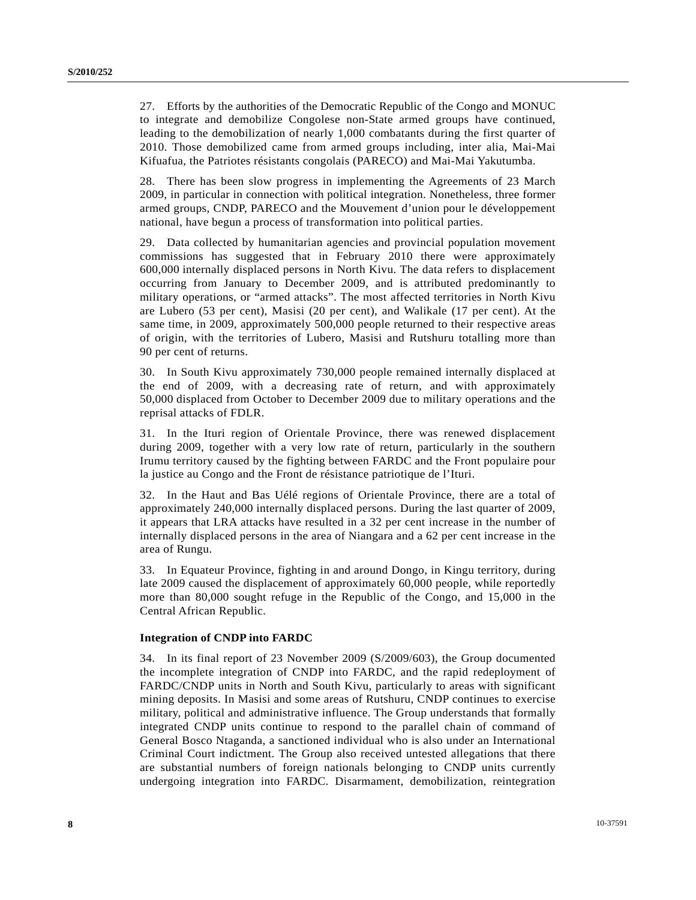27. Efforts by the authorities of the Democratic Republic of the Congo and MONUC to integrate and demobilize Congolese non-State armed groups have continued, leading to the demobilization of nearly 1,000 combatants during the first quarter of 2010. Those demobilized came from armed groups including, inter alia, Mai-Mai Kifuafua, the Patriotes résistants congolais (PARECO) and Mai-Mai Yakutumba.

28. There has been slow progress in implementing the Agreements of 23 March 2009, in particular in connection with political integration. Nonetheless, three former armed groups, CNDP, PARECO and the Mouvement d'union pour le développement national, have begun a process of transformation into political parties.

29. Data collected by humanitarian agencies and provincial population movement commissions has suggested that in February 2010 there were approximately 600,000 internally displaced persons in North Kivu. The data refers to displacement occurring from January to December 2009, and is attributed predominantly to military operations, or "armed attacks". The most affected territories in North Kivu are Lubero (53 per cent), Masisi (20 per cent), and Walikale (17 per cent). At the same time, in 2009, approximately 500,000 people returned to their respective areas of origin, with the territories of Lubero, Masisi and Rutshuru totalling more than 90 per cent of returns.

30. In South Kivu approximately 730,000 people remained internally displaced at the end of 2009, with a decreasing rate of return, and with approximately 50,000 displaced from October to December 2009 due to military operations and the reprisal attacks of FDLR.

31. In the Ituri region of Orientale Province, there was renewed displacement during 2009, together with a very low rate of return, particularly in the southern Irumu territory caused by the fighting between FARDC and the Front populaire pour la justice au Congo and the Front de résistance patriotique de l'Ituri.

32. In the Haut and Bas Uélé regions of Orientale Province, there are a total of approximately 240,000 internally displaced persons. During the last quarter of 2009, it appears that LRA attacks have resulted in a 32 per cent increase in the number of internally displaced persons in the area of Niangara and a 62 per cent increase in the area of Rungu.

33. In Equateur Province, fighting in and around Dongo, in Kingu territory, during late 2009 caused the displacement of approximately 60,000 people, while reportedly more than 80,000 sought refuge in the Republic of the Congo, and 15,000 in the Central African Republic.

### Integration of CNDP into FARDC

34. In its final report of 23 November 2009 (S/2009/603), the Group documented the incomplete integration of CNDP into FARDC, and the rapid redeployment of FARDC/CNDP units in North and South Kivu, particularly to areas with significant mining deposits. In Masisi and some areas of Rutshuru, CNDP continues to exercise military, political and administrative influence. The Group understands that formally integrated CNDP units continue to respond to the parallel chain of command of General Bosco Ntaganda, a sanctioned individual who is also under an International Criminal Court indictment. The Group also received untested allegations that there are substantial numbers of foreign nationals belonging to CNDP units currently undergoing integration into FARDC. Disarmament, demobilization, reintegration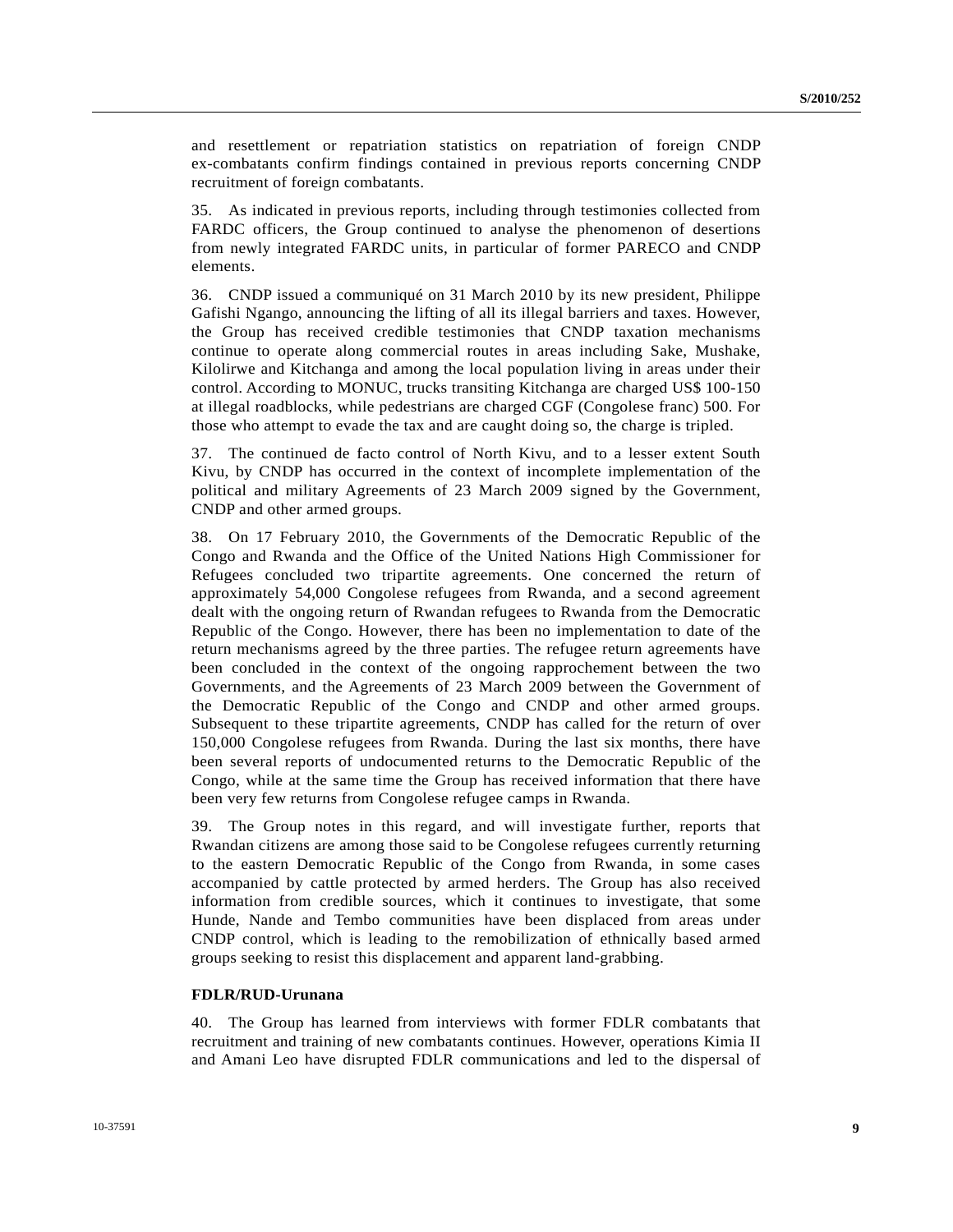and resettlement or repatriation statistics on repatriation of foreign CNDP ex-combatants confirm findings contained in previous reports concerning CNDP recruitment of foreign combatants.

35. As indicated in previous reports, including through testimonies collected from FARDC officers, the Group continued to analyse the phenomenon of desertions from newly integrated FARDC units, in particular of former PARECO and CNDP elements.

36. CNDP issued a communiqué on 31 March 2010 by its new president, Philippe Gafishi Ngango, announcing the lifting of all its illegal barriers and taxes. However, the Group has received credible testimonies that CNDP taxation mechanisms continue to operate along commercial routes in areas including Sake, Mushake, Kilolirwe and Kitchanga and among the local population living in areas under their control. According to MONUC, trucks transiting Kitchanga are charged US$ 100-150 at illegal roadblocks, while pedestrians are charged CGF (Congolese franc) 500. For those who attempt to evade the tax and are caught doing so, the charge is tripled.

37. The continued de facto control of North Kivu, and to a lesser extent South Kivu, by CNDP has occurred in the context of incomplete implementation of the political and military Agreements of 23 March 2009 signed by the Government, CNDP and other armed groups.

38. On 17 February 2010, the Governments of the Democratic Republic of the Congo and Rwanda and the Office of the United Nations High Commissioner for Refugees concluded two tripartite agreements. One concerned the return of approximately 54,000 Congolese refugees from Rwanda, and a second agreement dealt with the ongoing return of Rwandan refugees to Rwanda from the Democratic Republic of the Congo. However, there has been no implementation to date of the return mechanisms agreed by the three parties. The refugee return agreements have been concluded in the context of the ongoing rapprochement between the two Governments, and the Agreements of 23 March 2009 between the Government of the Democratic Republic of the Congo and CNDP and other armed groups. Subsequent to these tripartite agreements, CNDP has called for the return of over 150,000 Congolese refugees from Rwanda. During the last six months, there have been several reports of undocumented returns to the Democratic Republic of the Congo, while at the same time the Group has received information that there have been very few returns from Congolese refugee camps in Rwanda.

39. The Group notes in this regard, and will investigate further, reports that Rwandan citizens are among those said to be Congolese refugees currently returning to the eastern Democratic Republic of the Congo from Rwanda, in some cases accompanied by cattle protected by armed herders. The Group has also received information from credible sources, which it continues to investigate, that some Hunde, Nande and Tembo communities have been displaced from areas under CNDP control, which is leading to the remobilization of ethnically based armed groups seeking to resist this displacement and apparent land-grabbing.

**FDLR/RUD-Urunana**

40. The Group has learned from interviews with former FDLR combatants that recruitment and training of new combatants continues. However, operations Kimia II and Amani Leo have disrupted FDLR communications and led to the dispersal of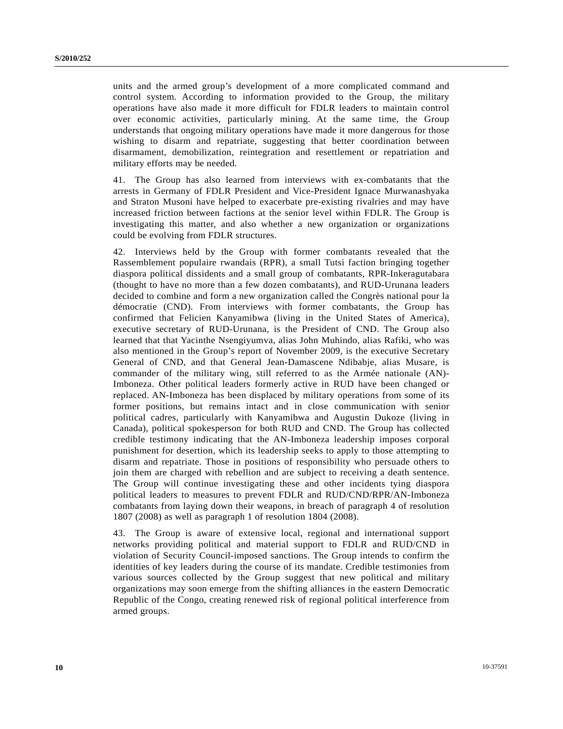units and the armed group's development of a more complicated command and control system. According to information provided to the Group, the military operations have also made it more difficult for FDLR leaders to maintain control over economic activities, particularly mining. At the same time, the Group understands that ongoing military operations have made it more dangerous for those wishing to disarm and repatriate, suggesting that better coordination between disarmament, demobilization, reintegration and resettlement or repatriation and military efforts may be needed.

41. The Group has also learned from interviews with ex-combatants that the arrests in Germany of FDLR President and Vice-President Ignace Murwanashyaka and Straton Musoni have helped to exacerbate pre-existing rivalries and may have increased friction between factions at the senior level within FDLR. The Group is investigating this matter, and also whether a new organization or organizations could be evolving from FDLR structures.

42. Interviews held by the Group with former combatants revealed that the Rassemblement populaire rwandais (RPR), a small Tutsi faction bringing together diaspora political dissidents and a small group of combatants, RPR-Inkeragutabara (thought to have no more than a few dozen combatants), and RUD-Urunana leaders decided to combine and form a new organization called the Congrès national pour la démocratie (CND). From interviews with former combatants, the Group has confirmed that Felicien Kanyamibwa (living in the United States of America), executive secretary of RUD-Urunana, is the President of CND. The Group also learned that that Yacinthe Nsengiyumva, alias John Muhindo, alias Rafiki, who was also mentioned in the Group's report of November 2009, is the executive Secretary General of CND, and that General Jean-Damascene Ndibabje, alias Musare, is commander of the military wing, still referred to as the Armée nationale (AN)-Imboneza. Other political leaders formerly active in RUD have been changed or replaced. AN-Imboneza has been displaced by military operations from some of its former positions, but remains intact and in close communication with senior political cadres, particularly with Kanyamibwa and Augustin Dukoze (living in Canada), political spokesperson for both RUD and CND. The Group has collected credible testimony indicating that the AN-Imboneza leadership imposes corporal punishment for desertion, which its leadership seeks to apply to those attempting to disarm and repatriate. Those in positions of responsibility who persuade others to join them are charged with rebellion and are subject to receiving a death sentence. The Group will continue investigating these and other incidents tying diaspora political leaders to measures to prevent FDLR and RUD/CND/RPR/AN-Imboneza combatants from laying down their weapons, in breach of paragraph 4 of resolution 1807 (2008) as well as paragraph 1 of resolution 1804 (2008).

43. The Group is aware of extensive local, regional and international support networks providing political and material support to FDLR and RUD/CND in violation of Security Council-imposed sanctions. The Group intends to confirm the identities of key leaders during the course of its mandate. Credible testimonies from various sources collected by the Group suggest that new political and military organizations may soon emerge from the shifting alliances in the eastern Democratic Republic of the Congo, creating renewed risk of regional political interference from armed groups.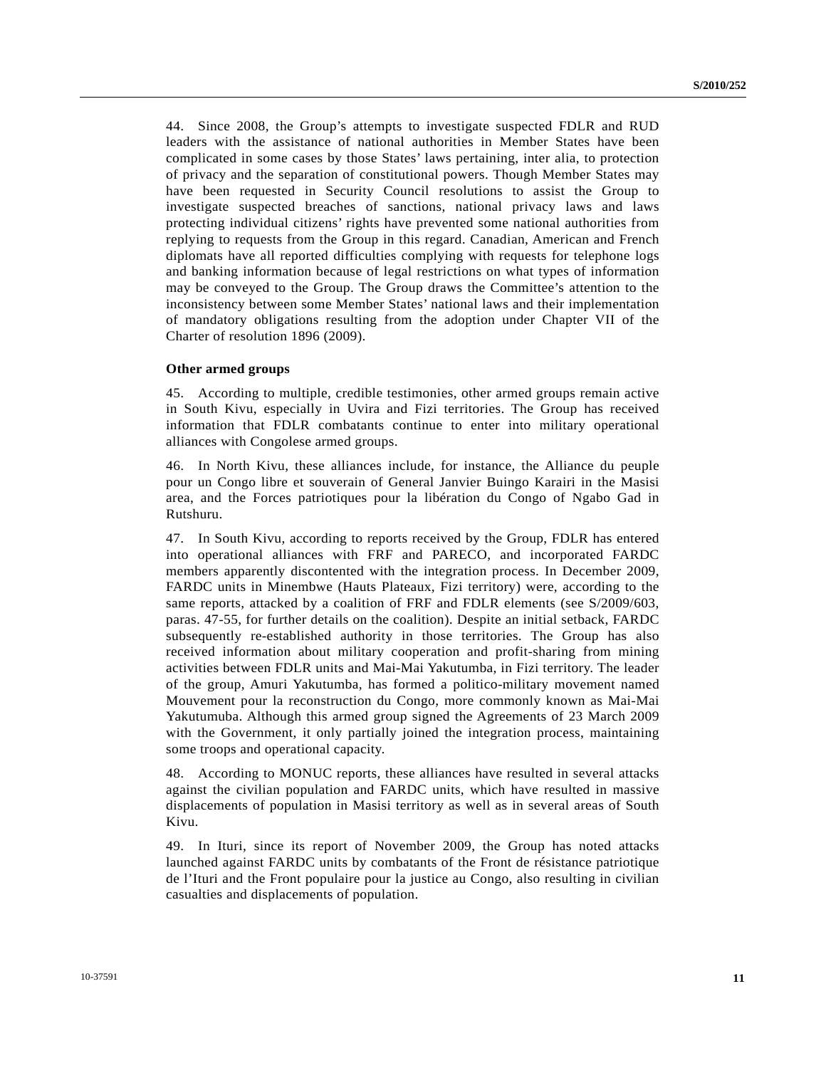44. Since 2008, the Group's attempts to investigate suspected FDLR and RUD leaders with the assistance of national authorities in Member States have been complicated in some cases by those States' laws pertaining, inter alia, to protection of privacy and the separation of constitutional powers. Though Member States may have been requested in Security Council resolutions to assist the Group to investigate suspected breaches of sanctions, national privacy laws and laws protecting individual citizens' rights have prevented some national authorities from replying to requests from the Group in this regard. Canadian, American and French diplomats have all reported difficulties complying with requests for telephone logs and banking information because of legal restrictions on what types of information may be conveyed to the Group. The Group draws the Committee's attention to the inconsistency between some Member States' national laws and their implementation of mandatory obligations resulting from the adoption under Chapter VII of the Charter of resolution 1896 (2009).

**Other armed groups**

45. According to multiple, credible testimonies, other armed groups remain active in South Kivu, especially in Uvira and Fizi territories. The Group has received information that FDLR combatants continue to enter into military operational alliances with Congolese armed groups.

46. In North Kivu, these alliances include, for instance, the Alliance du peuple pour un Congo libre et souverain of General Janvier Buingo Karairi in the Masisi area, and the Forces patriotiques pour la libération du Congo of Ngabo Gad in Rutshuru.

47. In South Kivu, according to reports received by the Group, FDLR has entered into operational alliances with FRF and PARECO, and incorporated FARDC members apparently discontented with the integration process. In December 2009, FARDC units in Minembwe (Hauts Plateaux, Fizi territory) were, according to the same reports, attacked by a coalition of FRF and FDLR elements (see S/2009/603, paras. 47-55, for further details on the coalition). Despite an initial setback, FARDC subsequently re-established authority in those territories. The Group has also received information about military cooperation and profit-sharing from mining activities between FDLR units and Mai-Mai Yakutumba, in Fizi territory. The leader of the group, Amuri Yakutumba, has formed a politico-military movement named Mouvement pour la reconstruction du Congo, more commonly known as Mai-Mai Yakutumuba. Although this armed group signed the Agreements of 23 March 2009 with the Government, it only partially joined the integration process, maintaining some troops and operational capacity.

48. According to MONUC reports, these alliances have resulted in several attacks against the civilian population and FARDC units, which have resulted in massive displacements of population in Masisi territory as well as in several areas of South Kivu.

49. In Ituri, since its report of November 2009, the Group has noted attacks launched against FARDC units by combatants of the Front de résistance patriotique de l'Ituri and the Front populaire pour la justice au Congo, also resulting in civilian casualties and displacements of population.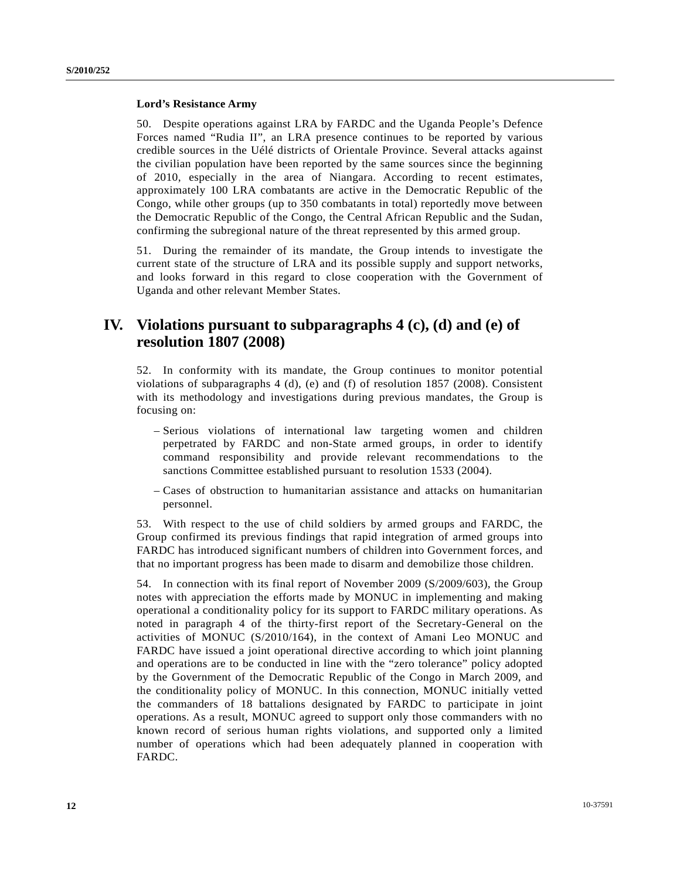### Lord's Resistance Army

50. Despite operations against LRA by FARDC and the Uganda People's Defence Forces named "Rudia II", an LRA presence continues to be reported by various credible sources in the Uélé districts of Orientale Province. Several attacks against the civilian population have been reported by the same sources since the beginning of 2010, especially in the area of Niangara. According to recent estimates, approximately 100 LRA combatants are active in the Democratic Republic of the Congo, while other groups (up to 350 combatants in total) reportedly move between the Democratic Republic of the Congo, the Central African Republic and the Sudan, confirming the subregional nature of the threat represented by this armed group.

51. During the remainder of its mandate, the Group intends to investigate the current state of the structure of LRA and its possible supply and support networks, and looks forward in this regard to close cooperation with the Government of Uganda and other relevant Member States.

## IV. Violations pursuant to subparagraphs 4 (c), (d) and (e) of resolution 1807 (2008)

52. In conformity with its mandate, the Group continues to monitor potential violations of subparagraphs 4 (d), (e) and (f) of resolution 1857 (2008). Consistent with its methodology and investigations during previous mandates, the Group is focusing on:

- Serious violations of international law targeting women and children perpetrated by FARDC and non-State armed groups, in order to identify command responsibility and provide relevant recommendations to the sanctions Committee established pursuant to resolution 1533 (2004).
- Cases of obstruction to humanitarian assistance and attacks on humanitarian personnel.

53. With respect to the use of child soldiers by armed groups and FARDC, the Group confirmed its previous findings that rapid integration of armed groups into FARDC has introduced significant numbers of children into Government forces, and that no important progress has been made to disarm and demobilize those children.

54. In connection with its final report of November 2009 (S/2009/603), the Group notes with appreciation the efforts made by MONUC in implementing and making operational a conditionality policy for its support to FARDC military operations. As noted in paragraph 4 of the thirty-first report of the Secretary-General on the activities of MONUC (S/2010/164), in the context of Amani Leo MONUC and FARDC have issued a joint operational directive according to which joint planning and operations are to be conducted in line with the "zero tolerance" policy adopted by the Government of the Democratic Republic of the Congo in March 2009, and the conditionality policy of MONUC. In this connection, MONUC initially vetted the commanders of 18 battalions designated by FARDC to participate in joint operations. As a result, MONUC agreed to support only those commanders with no known record of serious human rights violations, and supported only a limited number of operations which had been adequately planned in cooperation with FARDC.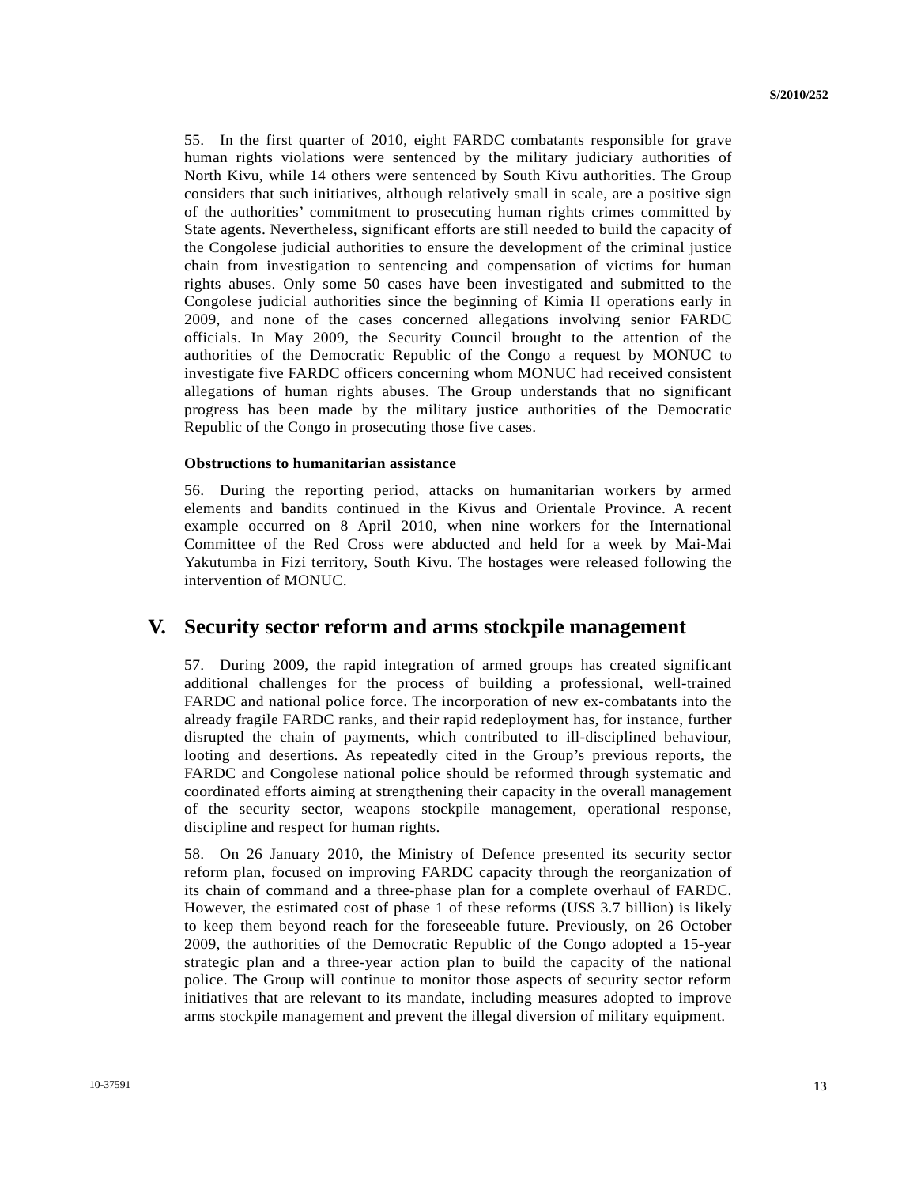55. In the first quarter of 2010, eight FARDC combatants responsible for grave human rights violations were sentenced by the military judiciary authorities of North Kivu, while 14 others were sentenced by South Kivu authorities. The Group considers that such initiatives, although relatively small in scale, are a positive sign of the authorities' commitment to prosecuting human rights crimes committed by State agents. Nevertheless, significant efforts are still needed to build the capacity of the Congolese judicial authorities to ensure the development of the criminal justice chain from investigation to sentencing and compensation of victims for human rights abuses. Only some 50 cases have been investigated and submitted to the Congolese judicial authorities since the beginning of Kimia II operations early in 2009, and none of the cases concerned allegations involving senior FARDC officials. In May 2009, the Security Council brought to the attention of the authorities of the Democratic Republic of the Congo a request by MONUC to investigate five FARDC officers concerning whom MONUC had received consistent allegations of human rights abuses. The Group understands that no significant progress has been made by the military justice authorities of the Democratic Republic of the Congo in prosecuting those five cases.

**Obstructions to humanitarian assistance**

56. During the reporting period, attacks on humanitarian workers by armed elements and bandits continued in the Kivus and Orientale Province. A recent example occurred on 8 April 2010, when nine workers for the International Committee of the Red Cross were abducted and held for a week by Mai-Mai Yakutumba in Fizi territory, South Kivu. The hostages were released following the intervention of MONUC.

## V. Security sector reform and arms stockpile management

57. During 2009, the rapid integration of armed groups has created significant additional challenges for the process of building a professional, well-trained FARDC and national police force. The incorporation of new ex-combatants into the already fragile FARDC ranks, and their rapid redeployment has, for instance, further disrupted the chain of payments, which contributed to ill-disciplined behaviour, looting and desertions. As repeatedly cited in the Group's previous reports, the FARDC and Congolese national police should be reformed through systematic and coordinated efforts aiming at strengthening their capacity in the overall management of the security sector, weapons stockpile management, operational response, discipline and respect for human rights.

58. On 26 January 2010, the Ministry of Defence presented its security sector reform plan, focused on improving FARDC capacity through the reorganization of its chain of command and a three-phase plan for a complete overhaul of FARDC. However, the estimated cost of phase 1 of these reforms (US$ 3.7 billion) is likely to keep them beyond reach for the foreseeable future. Previously, on 26 October 2009, the authorities of the Democratic Republic of the Congo adopted a 15-year strategic plan and a three-year action plan to build the capacity of the national police. The Group will continue to monitor those aspects of security sector reform initiatives that are relevant to its mandate, including measures adopted to improve arms stockpile management and prevent the illegal diversion of military equipment.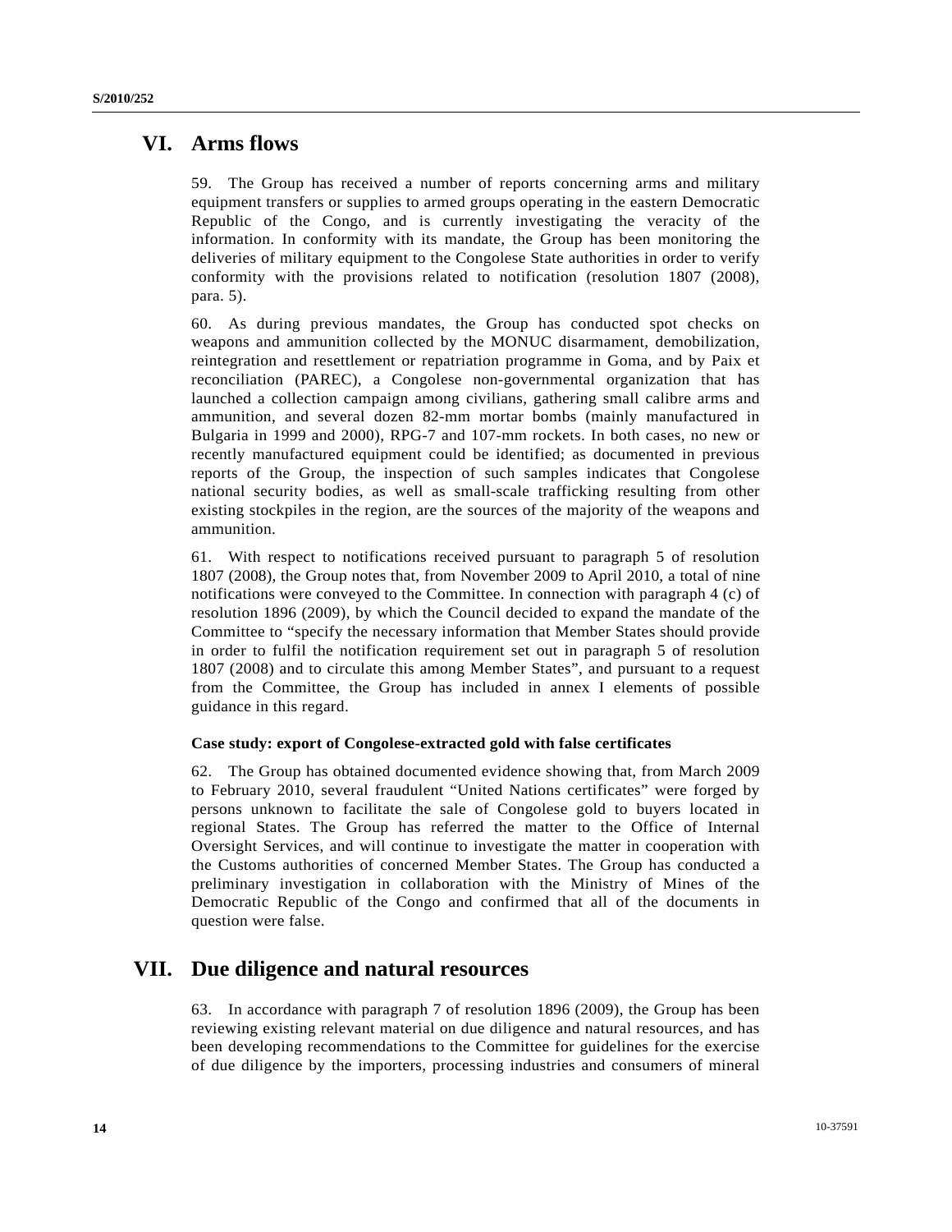# VI. Arms flows

59. The Group has received a number of reports concerning arms and military equipment transfers or supplies to armed groups operating in the eastern Democratic Republic of the Congo, and is currently investigating the veracity of the information. In conformity with its mandate, the Group has been monitoring the deliveries of military equipment to the Congolese State authorities in order to verify conformity with the provisions related to notification (resolution 1807 (2008), para. 5).

60. As during previous mandates, the Group has conducted spot checks on weapons and ammunition collected by the MONUC disarmament, demobilization, reintegration and resettlement or repatriation programme in Goma, and by Paix et reconciliation (PAREC), a Congolese non-governmental organization that has launched a collection campaign among civilians, gathering small calibre arms and ammunition, and several dozen 82-mm mortar bombs (mainly manufactured in Bulgaria in 1999 and 2000), RPG-7 and 107-mm rockets. In both cases, no new or recently manufactured equipment could be identified; as documented in previous reports of the Group, the inspection of such samples indicates that Congolese national security bodies, as well as small-scale trafficking resulting from other existing stockpiles in the region, are the sources of the majority of the weapons and ammunition.

61. With respect to notifications received pursuant to paragraph 5 of resolution 1807 (2008), the Group notes that, from November 2009 to April 2010, a total of nine notifications were conveyed to the Committee. In connection with paragraph 4 (c) of resolution 1896 (2009), by which the Council decided to expand the mandate of the Committee to "specify the necessary information that Member States should provide in order to fulfil the notification requirement set out in paragraph 5 of resolution 1807 (2008) and to circulate this among Member States", and pursuant to a request from the Committee, the Group has included in annex I elements of possible guidance in this regard.

### Case study: export of Congolese-extracted gold with false certificates

62. The Group has obtained documented evidence showing that, from March 2009 to February 2010, several fraudulent "United Nations certificates" were forged by persons unknown to facilitate the sale of Congolese gold to buyers located in regional States. The Group has referred the matter to the Office of Internal Oversight Services, and will continue to investigate the matter in cooperation with the Customs authorities of concerned Member States. The Group has conducted a preliminary investigation in collaboration with the Ministry of Mines of the Democratic Republic of the Congo and confirmed that all of the documents in question were false.

# VII. Due diligence and natural resources

63. In accordance with paragraph 7 of resolution 1896 (2009), the Group has been reviewing existing relevant material on due diligence and natural resources, and has been developing recommendations to the Committee for guidelines for the exercise of due diligence by the importers, processing industries and consumers of mineral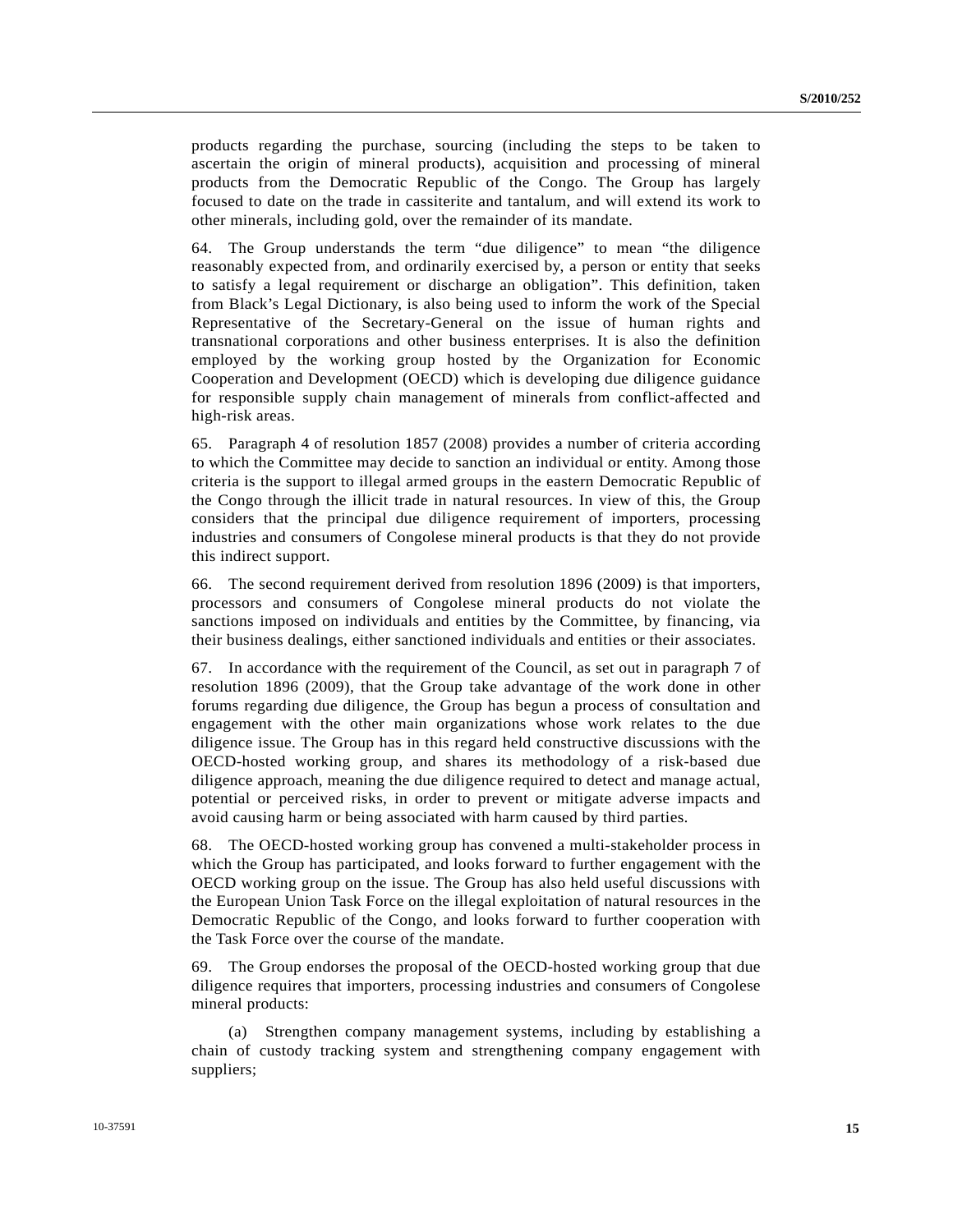products regarding the purchase, sourcing (including the steps to be taken to ascertain the origin of mineral products), acquisition and processing of mineral products from the Democratic Republic of the Congo. The Group has largely focused to date on the trade in cassiterite and tantalum, and will extend its work to other minerals, including gold, over the remainder of its mandate.

64. The Group understands the term "due diligence" to mean "the diligence reasonably expected from, and ordinarily exercised by, a person or entity that seeks to satisfy a legal requirement or discharge an obligation". This definition, taken from Black's Legal Dictionary, is also being used to inform the work of the Special Representative of the Secretary-General on the issue of human rights and transnational corporations and other business enterprises. It is also the definition employed by the working group hosted by the Organization for Economic Cooperation and Development (OECD) which is developing due diligence guidance for responsible supply chain management of minerals from conflict-affected and high-risk areas.

65. Paragraph 4 of resolution 1857 (2008) provides a number of criteria according to which the Committee may decide to sanction an individual or entity. Among those criteria is the support to illegal armed groups in the eastern Democratic Republic of the Congo through the illicit trade in natural resources. In view of this, the Group considers that the principal due diligence requirement of importers, processing industries and consumers of Congolese mineral products is that they do not provide this indirect support.

66. The second requirement derived from resolution 1896 (2009) is that importers, processors and consumers of Congolese mineral products do not violate the sanctions imposed on individuals and entities by the Committee, by financing, via their business dealings, either sanctioned individuals and entities or their associates.

67. In accordance with the requirement of the Council, as set out in paragraph 7 of resolution 1896 (2009), that the Group take advantage of the work done in other forums regarding due diligence, the Group has begun a process of consultation and engagement with the other main organizations whose work relates to the due diligence issue. The Group has in this regard held constructive discussions with the OECD-hosted working group, and shares its methodology of a risk-based due diligence approach, meaning the due diligence required to detect and manage actual, potential or perceived risks, in order to prevent or mitigate adverse impacts and avoid causing harm or being associated with harm caused by third parties.

68. The OECD-hosted working group has convened a multi-stakeholder process in which the Group has participated, and looks forward to further engagement with the OECD working group on the issue. The Group has also held useful discussions with the European Union Task Force on the illegal exploitation of natural resources in the Democratic Republic of the Congo, and looks forward to further cooperation with the Task Force over the course of the mandate.

69. The Group endorses the proposal of the OECD-hosted working group that due diligence requires that importers, processing industries and consumers of Congolese mineral products:

(a) Strengthen company management systems, including by establishing a chain of custody tracking system and strengthening company engagement with suppliers;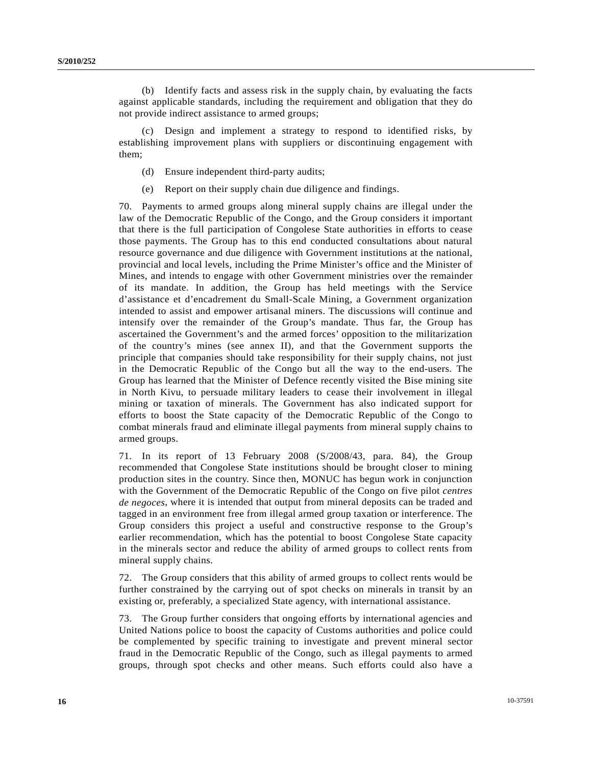(b) Identify facts and assess risk in the supply chain, by evaluating the facts against applicable standards, including the requirement and obligation that they do not provide indirect assistance to armed groups;

(c) Design and implement a strategy to respond to identified risks, by establishing improvement plans with suppliers or discontinuing engagement with them;

(d) Ensure independent third-party audits;

(e) Report on their supply chain due diligence and findings.

70. Payments to armed groups along mineral supply chains are illegal under the law of the Democratic Republic of the Congo, and the Group considers it important that there is the full participation of Congolese State authorities in efforts to cease those payments. The Group has to this end conducted consultations about natural resource governance and due diligence with Government institutions at the national, provincial and local levels, including the Prime Minister's office and the Minister of Mines, and intends to engage with other Government ministries over the remainder of its mandate. In addition, the Group has held meetings with the Service d'assistance et d'encadrement du Small-Scale Mining, a Government organization intended to assist and empower artisanal miners. The discussions will continue and intensify over the remainder of the Group's mandate. Thus far, the Group has ascertained the Government's and the armed forces' opposition to the militarization of the country's mines (see annex II), and that the Government supports the principle that companies should take responsibility for their supply chains, not just in the Democratic Republic of the Congo but all the way to the end-users. The Group has learned that the Minister of Defence recently visited the Bise mining site in North Kivu, to persuade military leaders to cease their involvement in illegal mining or taxation of minerals. The Government has also indicated support for efforts to boost the State capacity of the Democratic Republic of the Congo to combat minerals fraud and eliminate illegal payments from mineral supply chains to armed groups.

71. In its report of 13 February 2008 (S/2008/43, para. 84), the Group recommended that Congolese State institutions should be brought closer to mining production sites in the country. Since then, MONUC has begun work in conjunction with the Government of the Democratic Republic of the Congo on five pilot *centres de negoces*, where it is intended that output from mineral deposits can be traded and tagged in an environment free from illegal armed group taxation or interference. The Group considers this project a useful and constructive response to the Group's earlier recommendation, which has the potential to boost Congolese State capacity in the minerals sector and reduce the ability of armed groups to collect rents from mineral supply chains.

72. The Group considers that this ability of armed groups to collect rents would be further constrained by the carrying out of spot checks on minerals in transit by an existing or, preferably, a specialized State agency, with international assistance.

73. The Group further considers that ongoing efforts by international agencies and United Nations police to boost the capacity of Customs authorities and police could be complemented by specific training to investigate and prevent mineral sector fraud in the Democratic Republic of the Congo, such as illegal payments to armed groups, through spot checks and other means. Such efforts could also have a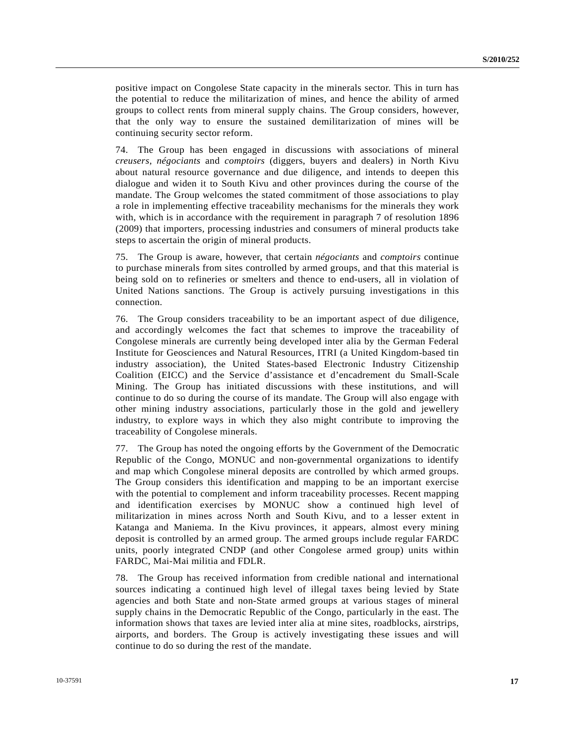positive impact on Congolese State capacity in the minerals sector. This in turn has the potential to reduce the militarization of mines, and hence the ability of armed groups to collect rents from mineral supply chains. The Group considers, however, that the only way to ensure the sustained demilitarization of mines will be continuing security sector reform.

74. The Group has been engaged in discussions with associations of mineral *creusers*, *négociants* and *comptoirs* (diggers, buyers and dealers) in North Kivu about natural resource governance and due diligence, and intends to deepen this dialogue and widen it to South Kivu and other provinces during the course of the mandate. The Group welcomes the stated commitment of those associations to play a role in implementing effective traceability mechanisms for the minerals they work with, which is in accordance with the requirement in paragraph 7 of resolution 1896 (2009) that importers, processing industries and consumers of mineral products take steps to ascertain the origin of mineral products.

75. The Group is aware, however, that certain *négociants* and *comptoirs* continue to purchase minerals from sites controlled by armed groups, and that this material is being sold on to refineries or smelters and thence to end-users, all in violation of United Nations sanctions. The Group is actively pursuing investigations in this connection.

76. The Group considers traceability to be an important aspect of due diligence, and accordingly welcomes the fact that schemes to improve the traceability of Congolese minerals are currently being developed inter alia by the German Federal Institute for Geosciences and Natural Resources, ITRI (a United Kingdom-based tin industry association), the United States-based Electronic Industry Citizenship Coalition (EICC) and the Service d'assistance et d'encadrement du Small-Scale Mining. The Group has initiated discussions with these institutions, and will continue to do so during the course of its mandate. The Group will also engage with other mining industry associations, particularly those in the gold and jewellery industry, to explore ways in which they also might contribute to improving the traceability of Congolese minerals.

77. The Group has noted the ongoing efforts by the Government of the Democratic Republic of the Congo, MONUC and non-governmental organizations to identify and map which Congolese mineral deposits are controlled by which armed groups. The Group considers this identification and mapping to be an important exercise with the potential to complement and inform traceability processes. Recent mapping and identification exercises by MONUC show a continued high level of militarization in mines across North and South Kivu, and to a lesser extent in Katanga and Maniema. In the Kivu provinces, it appears, almost every mining deposit is controlled by an armed group. The armed groups include regular FARDC units, poorly integrated CNDP (and other Congolese armed group) units within FARDC, Mai-Mai militia and FDLR.

78. The Group has received information from credible national and international sources indicating a continued high level of illegal taxes being levied by State agencies and both State and non-State armed groups at various stages of mineral supply chains in the Democratic Republic of the Congo, particularly in the east. The information shows that taxes are levied inter alia at mine sites, roadblocks, airstrips, airports, and borders. The Group is actively investigating these issues and will continue to do so during the rest of the mandate.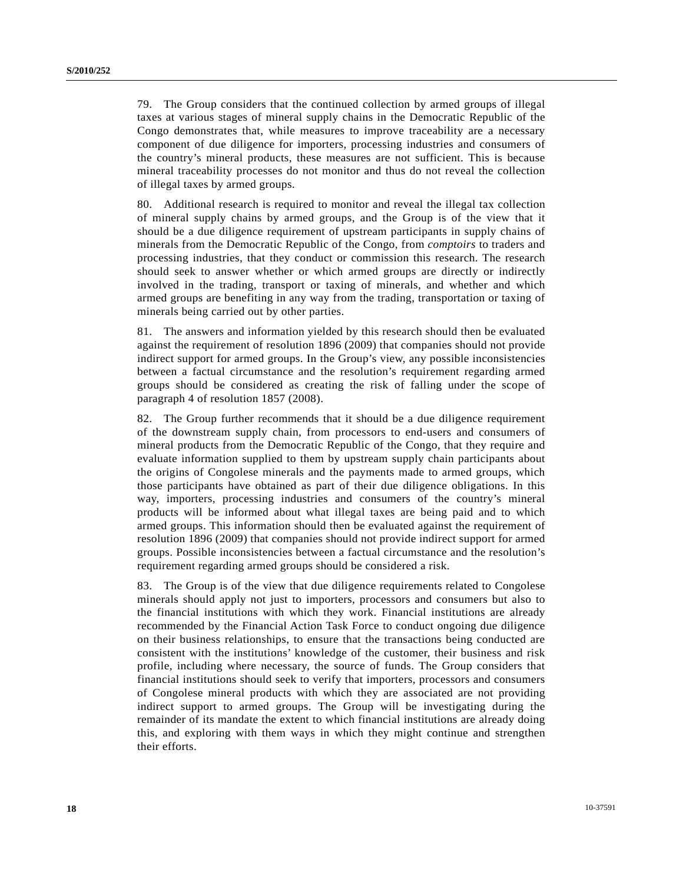79. The Group considers that the continued collection by armed groups of illegal taxes at various stages of mineral supply chains in the Democratic Republic of the Congo demonstrates that, while measures to improve traceability are a necessary component of due diligence for importers, processing industries and consumers of the country's mineral products, these measures are not sufficient. This is because mineral traceability processes do not monitor and thus do not reveal the collection of illegal taxes by armed groups.

80. Additional research is required to monitor and reveal the illegal tax collection of mineral supply chains by armed groups, and the Group is of the view that it should be a due diligence requirement of upstream participants in supply chains of minerals from the Democratic Republic of the Congo, from *comptoirs* to traders and processing industries, that they conduct or commission this research. The research should seek to answer whether or which armed groups are directly or indirectly involved in the trading, transport or taxing of minerals, and whether and which armed groups are benefiting in any way from the trading, transportation or taxing of minerals being carried out by other parties.

81. The answers and information yielded by this research should then be evaluated against the requirement of resolution 1896 (2009) that companies should not provide indirect support for armed groups. In the Group's view, any possible inconsistencies between a factual circumstance and the resolution's requirement regarding armed groups should be considered as creating the risk of falling under the scope of paragraph 4 of resolution 1857 (2008).

82. The Group further recommends that it should be a due diligence requirement of the downstream supply chain, from processors to end-users and consumers of mineral products from the Democratic Republic of the Congo, that they require and evaluate information supplied to them by upstream supply chain participants about the origins of Congolese minerals and the payments made to armed groups, which those participants have obtained as part of their due diligence obligations. In this way, importers, processing industries and consumers of the country's mineral products will be informed about what illegal taxes are being paid and to which armed groups. This information should then be evaluated against the requirement of resolution 1896 (2009) that companies should not provide indirect support for armed groups. Possible inconsistencies between a factual circumstance and the resolution's requirement regarding armed groups should be considered a risk.

83. The Group is of the view that due diligence requirements related to Congolese minerals should apply not just to importers, processors and consumers but also to the financial institutions with which they work. Financial institutions are already recommended by the Financial Action Task Force to conduct ongoing due diligence on their business relationships, to ensure that the transactions being conducted are consistent with the institutions' knowledge of the customer, their business and risk profile, including where necessary, the source of funds. The Group considers that financial institutions should seek to verify that importers, processors and consumers of Congolese mineral products with which they are associated are not providing indirect support to armed groups. The Group will be investigating during the remainder of its mandate the extent to which financial institutions are already doing this, and exploring with them ways in which they might continue and strengthen their efforts.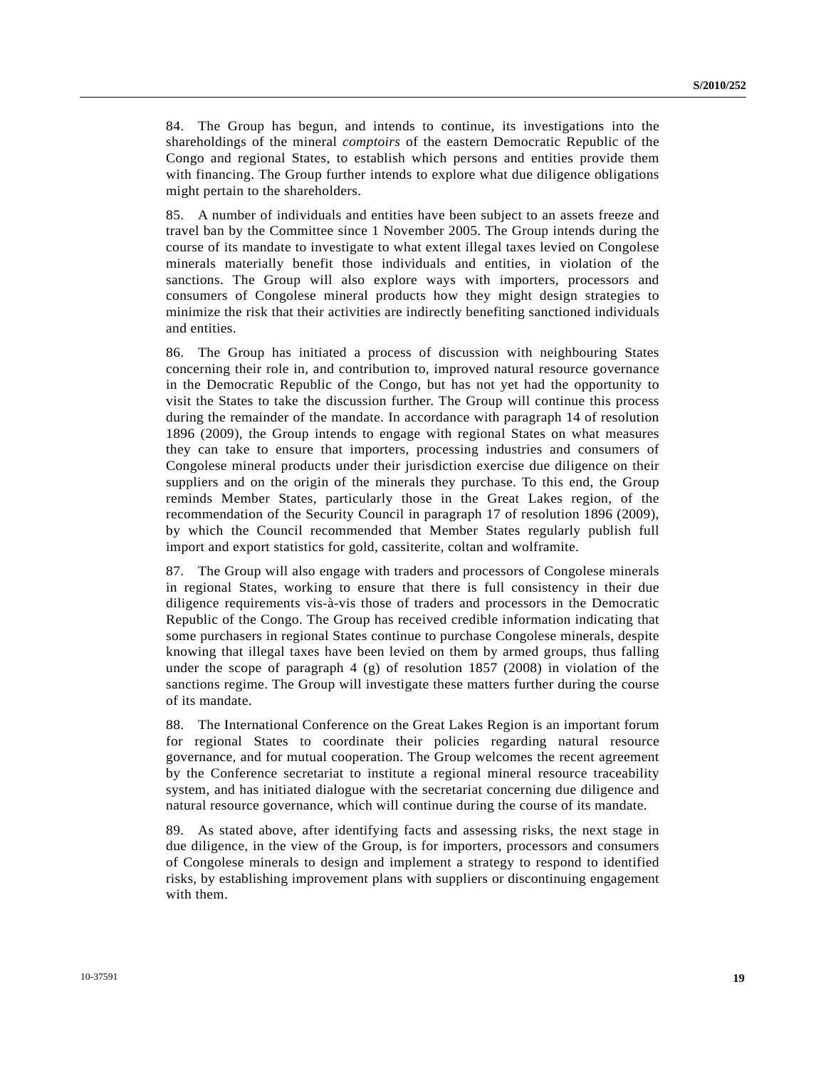84. The Group has begun, and intends to continue, its investigations into the shareholdings of the mineral *comptoirs* of the eastern Democratic Republic of the Congo and regional States, to establish which persons and entities provide them with financing. The Group further intends to explore what due diligence obligations might pertain to the shareholders.

85. A number of individuals and entities have been subject to an assets freeze and travel ban by the Committee since 1 November 2005. The Group intends during the course of its mandate to investigate to what extent illegal taxes levied on Congolese minerals materially benefit those individuals and entities, in violation of the sanctions. The Group will also explore ways with importers, processors and consumers of Congolese mineral products how they might design strategies to minimize the risk that their activities are indirectly benefiting sanctioned individuals and entities.

86. The Group has initiated a process of discussion with neighbouring States concerning their role in, and contribution to, improved natural resource governance in the Democratic Republic of the Congo, but has not yet had the opportunity to visit the States to take the discussion further. The Group will continue this process during the remainder of the mandate. In accordance with paragraph 14 of resolution 1896 (2009), the Group intends to engage with regional States on what measures they can take to ensure that importers, processing industries and consumers of Congolese mineral products under their jurisdiction exercise due diligence on their suppliers and on the origin of the minerals they purchase. To this end, the Group reminds Member States, particularly those in the Great Lakes region, of the recommendation of the Security Council in paragraph 17 of resolution 1896 (2009), by which the Council recommended that Member States regularly publish full import and export statistics for gold, cassiterite, coltan and wolframite.

87. The Group will also engage with traders and processors of Congolese minerals in regional States, working to ensure that there is full consistency in their due diligence requirements vis-à-vis those of traders and processors in the Democratic Republic of the Congo. The Group has received credible information indicating that some purchasers in regional States continue to purchase Congolese minerals, despite knowing that illegal taxes have been levied on them by armed groups, thus falling under the scope of paragraph 4 (g) of resolution 1857 (2008) in violation of the sanctions regime. The Group will investigate these matters further during the course of its mandate.

88. The International Conference on the Great Lakes Region is an important forum for regional States to coordinate their policies regarding natural resource governance, and for mutual cooperation. The Group welcomes the recent agreement by the Conference secretariat to institute a regional mineral resource traceability system, and has initiated dialogue with the secretariat concerning due diligence and natural resource governance, which will continue during the course of its mandate.

89. As stated above, after identifying facts and assessing risks, the next stage in due diligence, in the view of the Group, is for importers, processors and consumers of Congolese minerals to design and implement a strategy to respond to identified risks, by establishing improvement plans with suppliers or discontinuing engagement with them.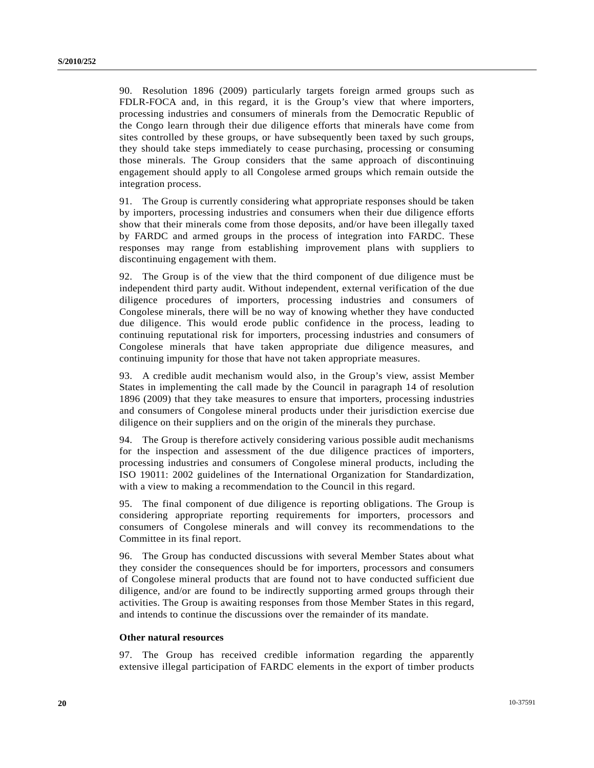90. Resolution 1896 (2009) particularly targets foreign armed groups such as FDLR-FOCA and, in this regard, it is the Group's view that where importers, processing industries and consumers of minerals from the Democratic Republic of the Congo learn through their due diligence efforts that minerals have come from sites controlled by these groups, or have subsequently been taxed by such groups, they should take steps immediately to cease purchasing, processing or consuming those minerals. The Group considers that the same approach of discontinuing engagement should apply to all Congolese armed groups which remain outside the integration process.

91. The Group is currently considering what appropriate responses should be taken by importers, processing industries and consumers when their due diligence efforts show that their minerals come from those deposits, and/or have been illegally taxed by FARDC and armed groups in the process of integration into FARDC. These responses may range from establishing improvement plans with suppliers to discontinuing engagement with them.

92. The Group is of the view that the third component of due diligence must be independent third party audit. Without independent, external verification of the due diligence procedures of importers, processing industries and consumers of Congolese minerals, there will be no way of knowing whether they have conducted due diligence. This would erode public confidence in the process, leading to continuing reputational risk for importers, processing industries and consumers of Congolese minerals that have taken appropriate due diligence measures, and continuing impunity for those that have not taken appropriate measures.

93. A credible audit mechanism would also, in the Group's view, assist Member States in implementing the call made by the Council in paragraph 14 of resolution 1896 (2009) that they take measures to ensure that importers, processing industries and consumers of Congolese mineral products under their jurisdiction exercise due diligence on their suppliers and on the origin of the minerals they purchase.

94. The Group is therefore actively considering various possible audit mechanisms for the inspection and assessment of the due diligence practices of importers, processing industries and consumers of Congolese mineral products, including the ISO 19011: 2002 guidelines of the International Organization for Standardization, with a view to making a recommendation to the Council in this regard.

95. The final component of due diligence is reporting obligations. The Group is considering appropriate reporting requirements for importers, processors and consumers of Congolese minerals and will convey its recommendations to the Committee in its final report.

96. The Group has conducted discussions with several Member States about what they consider the consequences should be for importers, processors and consumers of Congolese mineral products that are found not to have conducted sufficient due diligence, and/or are found to be indirectly supporting armed groups through their activities. The Group is awaiting responses from those Member States in this regard, and intends to continue the discussions over the remainder of its mandate.

**Other natural resources**

97. The Group has received credible information regarding the apparently extensive illegal participation of FARDC elements in the export of timber products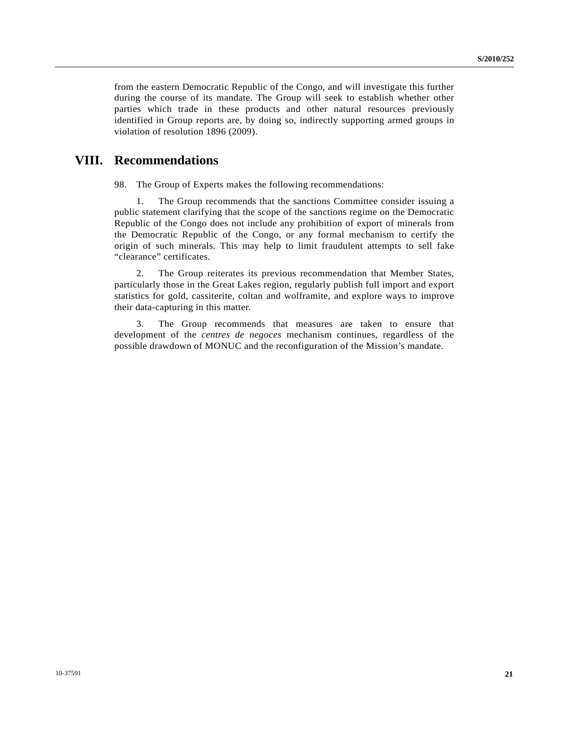from the eastern Democratic Republic of the Congo, and will investigate this further during the course of its mandate. The Group will seek to establish whether other parties which trade in these products and other natural resources previously identified in Group reports are, by doing so, indirectly supporting armed groups in violation of resolution 1896 (2009).

# VIII. Recommendations

98. The Group of Experts makes the following recommendations:

1. The Group recommends that the sanctions Committee consider issuing a public statement clarifying that the scope of the sanctions regime on the Democratic Republic of the Congo does not include any prohibition of export of minerals from the Democratic Republic of the Congo, or any formal mechanism to certify the origin of such minerals. This may help to limit fraudulent attempts to sell fake "clearance" certificates.

2. The Group reiterates its previous recommendation that Member States, particularly those in the Great Lakes region, regularly publish full import and export statistics for gold, cassiterite, coltan and wolframite, and explore ways to improve their data-capturing in this matter.

3. The Group recommends that measures are taken to ensure that development of the *centres de negoces* mechanism continues, regardless of the possible drawdown of MONUC and the reconfiguration of the Mission's mandate.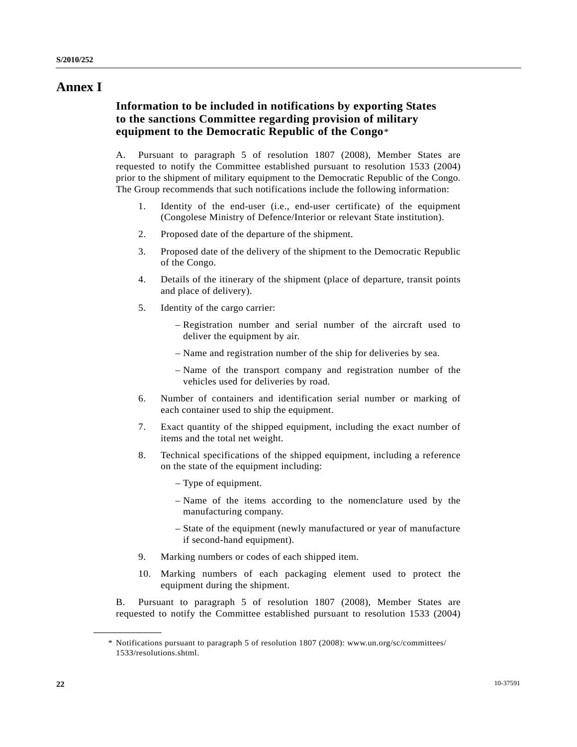# Annex I

## Information to be included in notifications by exporting States to the sanctions Committee regarding provision of military equipment to the Democratic Republic of the Congo*

A. Pursuant to paragraph 5 of resolution 1807 (2008), Member States are requested to notify the Committee established pursuant to resolution 1533 (2004) prior to the shipment of military equipment to the Democratic Republic of the Congo. The Group recommends that such notifications include the following information:

1. Identity of the end-user (i.e., end-user certificate) of the equipment (Congolese Ministry of Defence/Interior or relevant State institution).

2. Proposed date of the departure of the shipment.

3. Proposed date of the delivery of the shipment to the Democratic Republic of the Congo.

4. Details of the itinerary of the shipment (place of departure, transit points and place of delivery).

5. Identity of the cargo carrier:

   – Registration number and serial number of the aircraft used to deliver the equipment by air.

   – Name and registration number of the ship for deliveries by sea.

   – Name of the transport company and registration number of the vehicles used for deliveries by road.

6. Number of containers and identification serial number or marking of each container used to ship the equipment.

7. Exact quantity of the shipped equipment, including the exact number of items and the total net weight.

8. Technical specifications of the shipped equipment, including a reference on the state of the equipment including:

   – Type of equipment.

   – Name of the items according to the nomenclature used by the manufacturing company.

   – State of the equipment (newly manufactured or year of manufacture if second-hand equipment).

9. Marking numbers or codes of each shipped item.

10. Marking numbers of each packaging element used to protect the equipment during the shipment.

B. Pursuant to paragraph 5 of resolution 1807 (2008), Member States are requested to notify the Committee established pursuant to resolution 1533 (2004)

---

\* Notifications pursuant to paragraph 5 of resolution 1807 (2008): www.un.org/sc/committees/1533/resolutions.shtml.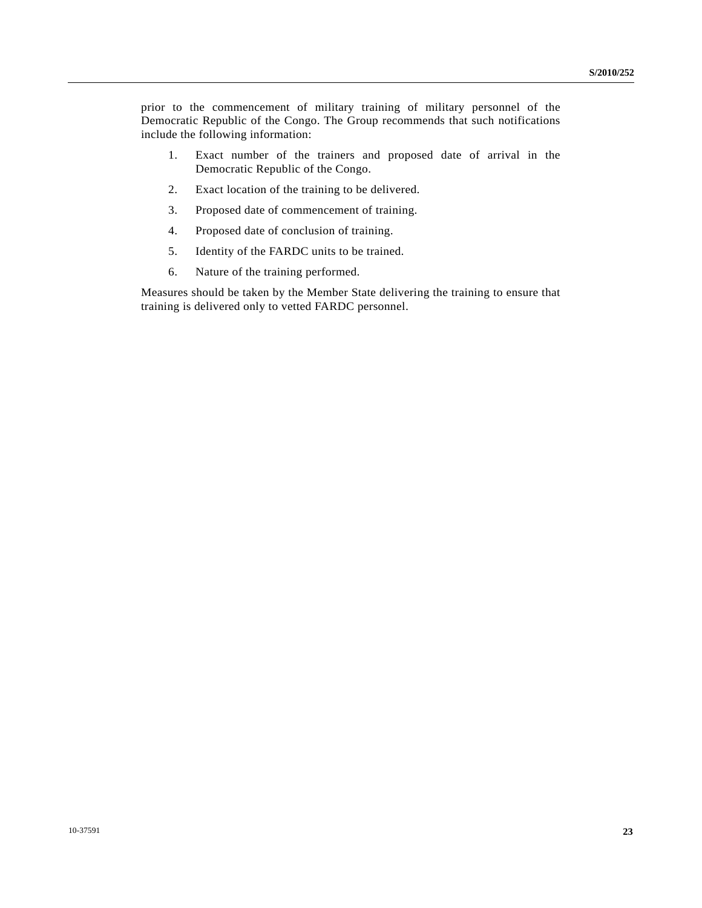prior to the commencement of military training of military personnel of the Democratic Republic of the Congo. The Group recommends that such notifications include the following information:

1. Exact number of the trainers and proposed date of arrival in the Democratic Republic of the Congo.
2. Exact location of the training to be delivered.
3. Proposed date of commencement of training.
4. Proposed date of conclusion of training.
5. Identity of the FARDC units to be trained.
6. Nature of the training performed.

Measures should be taken by the Member State delivering the training to ensure that training is delivered only to vetted FARDC personnel.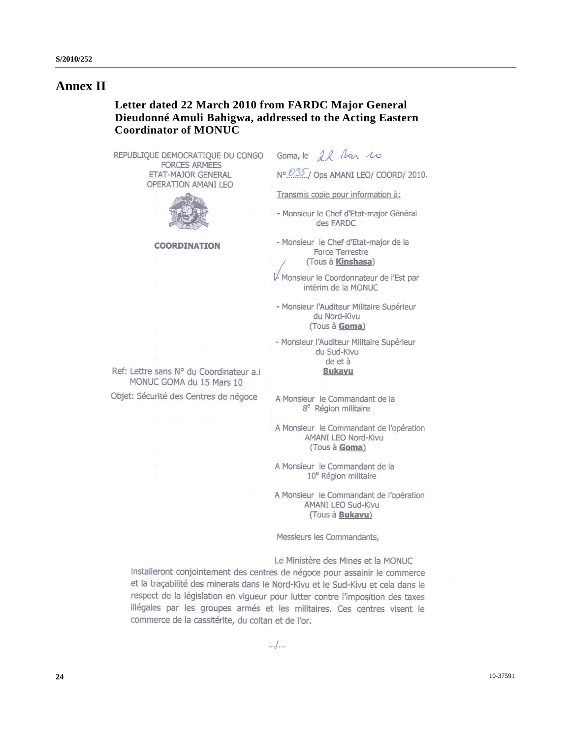# Annex II

**Letter dated 22 March 2010 from FARDC Major General Dieudonné Amuli Bahigwa, addressed to the Acting Eastern Coordinator of MONUC**

REPUBLIQUE DEMOCRATIQUE DU CONGO
FORCES ARMEES
ETAT-MAJOR GENERAL
OPERATION AMANI LEO

**COORDINATION**

Goma, le 22 Mar 10

N°.035./ Ops AMANI LEO/ COORD/ 2010.

Transmis copie pour information à:

- Monsieur le Chef d'Etat-major Général des FARDC
- Monsieur le Chef d'Etat-major de la Force Terrestre (Tous à **Kinshasa**)
- Monsieur le Coordonnateur de l'Est par intérim de la MONUC
- Monsieur l'Auditeur Militaire Supérieur du Nord-Kivu (Tous à **Goma**)
- Monsieur l'Auditeur Militaire Supérieur du Sud-Kivu de et à **Bukavu**

Ref: Lettre sans N° du Coordinateur a.i MONUC GOMA du 15 Mars 10

Objet: Sécurité des Centres de négoce

A Monsieur le Commandant de la 8$^{e}$ Région militaire

A Monsieur le Commandant de l'opération AMANI LEO Nord-Kivu (Tous à **Goma**)

A Monsieur le Commandant de la 10$^{e}$ Région militaire

A Monsieur le Commandant de l'opération AMANI LEO Sud-Kivu (Tous à **Bukavu**)

Messieurs les Commandants,

Le Ministère des Mines et la MONUC installeront conjointement des centres de négoce pour assainir le commerce et la traçabilité des minerais dans le Nord-Kivu et le Sud-Kivu et cela dans le respect de la législation en vigueur pour lutter contre l'imposition des taxes illégales par les groupes armés et les militaires. Ces centres visent le commerce de la cassitérite, du coltan et de l'or.

.../...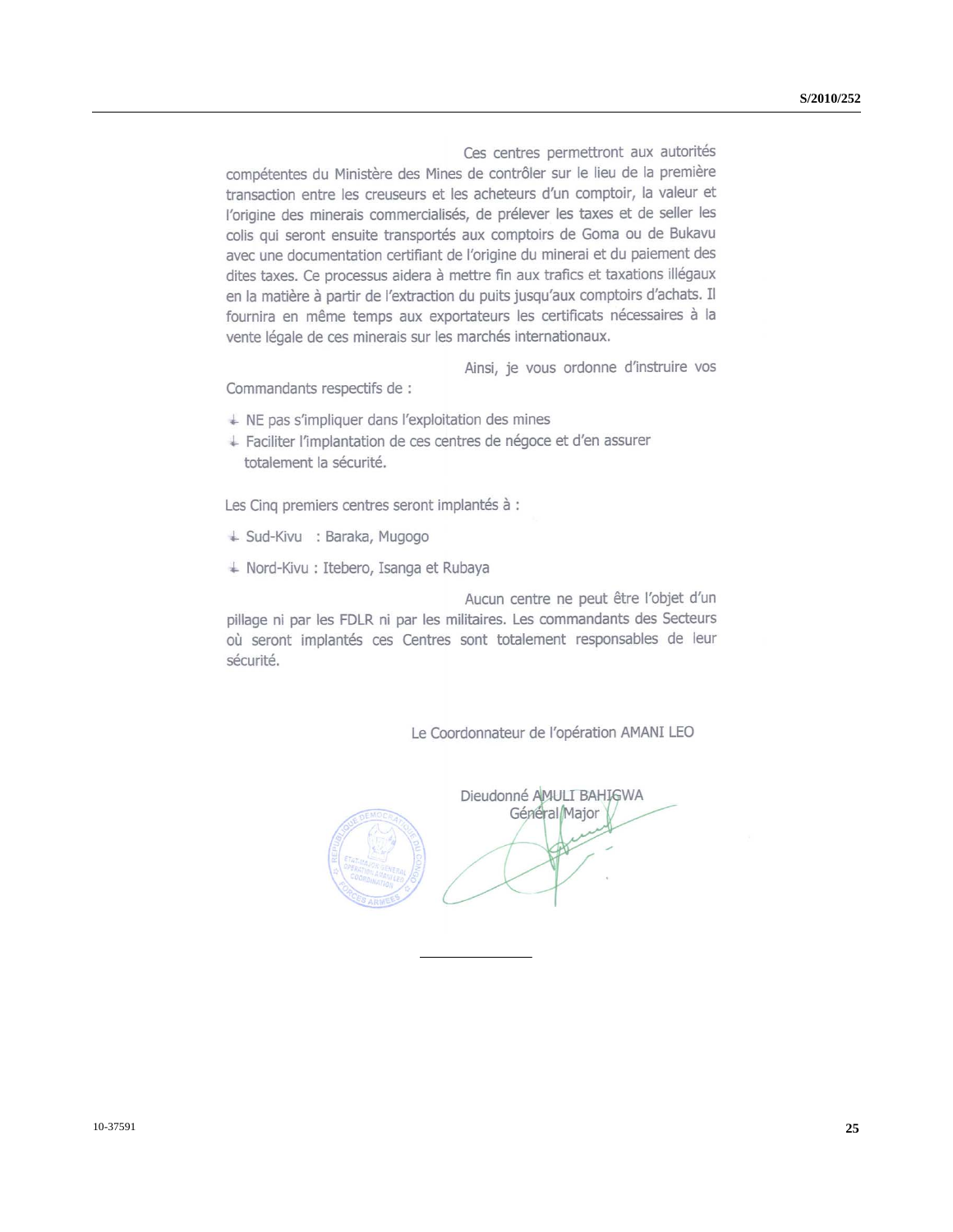Ces centres permettront aux autorités compétentes du Ministère des Mines de contrôler sur le lieu de la première transaction entre les creuseurs et les acheteurs d'un comptoir, la valeur et l'origine des minerais commercialisés, de prélever les taxes et de seller les colis qui seront ensuite transportés aux comptoirs de Goma ou de Bukavu avec une documentation certifiant de l'origine du minerai et du paiement des dites taxes. Ce processus aidera à mettre fin aux trafics et taxations illégaux en la matière à partir de l'extraction du puits jusqu'aux comptoirs d'achats. Il fournira en même temps aux exportateurs les certificats nécessaires à la vente légale de ces minerais sur les marchés internationaux.

Ainsi, je vous ordonne d'instruire vos Commandants respectifs de :

- NE pas s'impliquer dans l'exploitation des mines
- Faciliter l'implantation de ces centres de négoce et d'en assurer totalement la sécurité.

Les Cinq premiers centres seront implantés à :

- Sud-Kivu : Baraka, Mugogo
- Nord-Kivu : Itebero, Isanga et Rubaya

Aucun centre ne peut être l'objet d'un pillage ni par les FDLR ni par les militaires. Les commandants des Secteurs où seront implantés ces Centres sont totalement responsables de leur sécurité.

Le Coordonnateur de l'opération AMANI LEO

Dieudonné AMULI BAHIGWA
Général Major